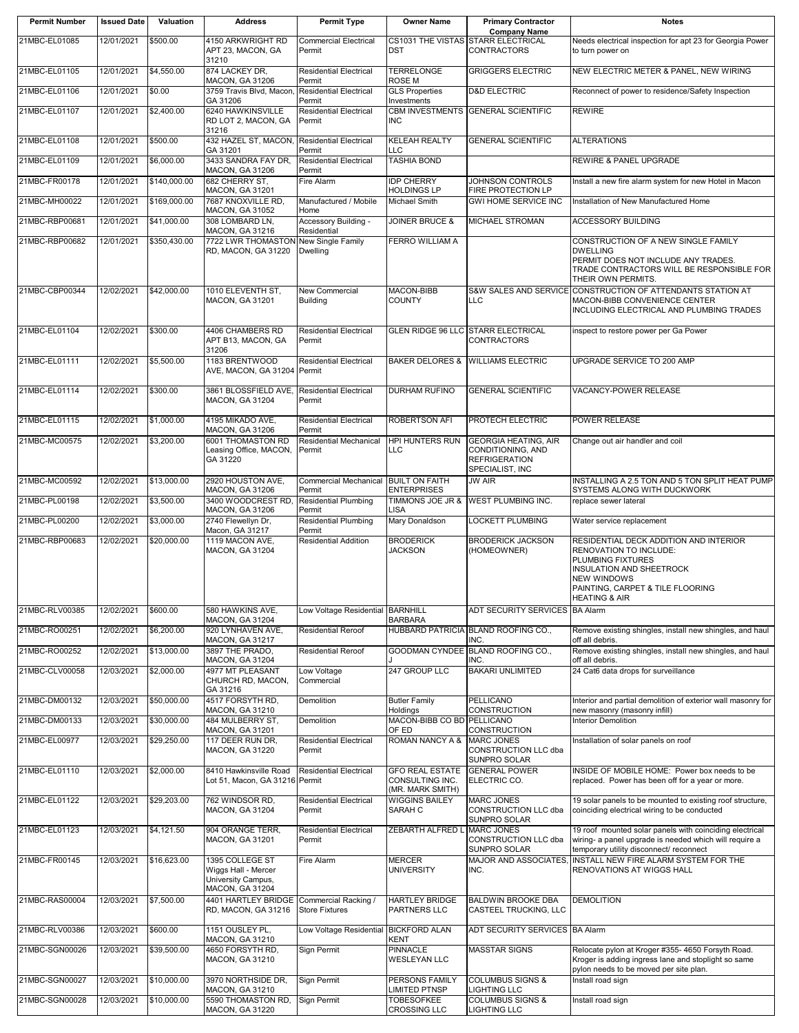| Permit Number | Issued Date | Valuation | Address | Permit Type | Owner Name | Primary Contractor Company Name | Notes |
|---|---|---|---|---|---|---|---|
| 21MBC-EL01085 | 12/01/2021 | $500.00 | 4150 ARKWRIGHT RD APT 23, MACON, GA 31210 | Commercial Electrical Permit | CS1031 THE VISTAS DST | STARR ELECTRICAL CONTRACTORS | Needs electrical inspection for apt 23 for Georgia Power to turn power on |
| 21MBC-EL01105 | 12/01/2021 | $4,550.00 | 874 LACKEY DR, MACON, GA 31206 | Residential Electrical Permit | TERRELONGE ROSE M | GRIGGERS ELECTRIC | NEW ELECTRIC METER & PANEL, NEW WIRING |
| 21MBC-EL01106 | 12/01/2021 | $0.00 | 3759 Travis Blvd, Macon, GA 31206 | Residential Electrical Permit | GLS Properties Investments | D&D ELECTRIC | Reconnect of power to residence/Safety Inspection |
| 21MBC-EL01107 | 12/01/2021 | $2,400.00 | 6240 HAWKINSVILLE RD LOT 2, MACON, GA 31216 | Residential Electrical Permit | CBM INVESTMENTS INC | GENERAL SCIENTIFIC | REWIRE |
| 21MBC-EL01108 | 12/01/2021 | $500.00 | 432 HAZEL ST, MACON, GA 31201 | Residential Electrical Permit | KELEAH REALTY LLC | GENERAL SCIENTIFIC | ALTERATIONS |
| 21MBC-EL01109 | 12/01/2021 | $6,000.00 | 3433 SANDRA FAY DR, MACON, GA 31206 | Residential Electrical Permit | TASHIA BOND | | REWIRE & PANEL UPGRADE |
| 21MBC-FR00178 | 12/01/2021 | $140,000.00 | 682 CHERRY ST, MACON, GA 31201 | Fire Alarm | IDP CHERRY HOLDINGS LP | JOHNSON CONTROLS FIRE PROTECTION LP | Install a new fire alarm system for new Hotel in Macon |
| 21MBC-MH00022 | 12/01/2021 | $169,000.00 | 7687 KNOXVILLE RD, MACON, GA 31052 | Manufactured / Mobile Home | Michael Smith | GWI HOME SERVICE INC | Installation of New Manufactured Home |
| 21MBC-RBP00681 | 12/01/2021 | $41,000.00 | 308 LOMBARD LN, MACON, GA 31216 | Accessory Building - Residential | JOINER BRUCE & | MICHAEL STROMAN | ACCESSORY BUILDING |
| 21MBC-RBP00682 | 12/01/2021 | $350,430.00 | 7722 LWR THOMASTON RD, MACON, GA 31220 | New Single Family Dwelling | FERRO WILLIAM A | | CONSTRUCTION OF A NEW SINGLE FAMILY DWELLING PERMIT DOES NOT INCLUDE ANY TRADES. TRADE CONTRACTORS WILL BE RESPONSIBLE FOR THEIR OWN PERMITS. |
| 21MBC-CBP00344 | 12/02/2021 | $42,000.00 | 1010 ELEVENTH ST, MACON, GA 31201 | New Commercial Building | MACON-BIBB COUNTY | S&W SALES AND SERVICE LLC | CONSTRUCTION OF ATTENDANTS STATION AT MACON-BIBB CONVENIENCE CENTER INCLUDING ELECTRICAL AND PLUMBING TRADES |
| 21MBC-EL01104 | 12/02/2021 | $300.00 | 4406 CHAMBERS RD APT B13, MACON, GA 31206 | Residential Electrical Permit | GLEN RIDGE 96 LLC | STARR ELECTRICAL CONTRACTORS | inspect to restore power per Ga Power |
| 21MBC-EL01111 | 12/02/2021 | $5,500.00 | 1183 BRENTWOOD AVE, MACON, GA 31204 | Residential Electrical Permit | BAKER DELORES & | WILLIAMS ELECTRIC | UPGRADE SERVICE TO 200 AMP |
| 21MBC-EL01114 | 12/02/2021 | $300.00 | 3861 BLOSSFIELD AVE, MACON, GA 31204 | Residential Electrical Permit | DURHAM RUFINO | GENERAL SCIENTIFIC | VACANCY-POWER RELEASE |
| 21MBC-EL01115 | 12/02/2021 | $1,000.00 | 4195 MIKADO AVE, MACON, GA 31206 | Residential Electrical Permit | ROBERTSON AFI | PROTECH ELECTRIC | POWER RELEASE |
| 21MBC-MC00575 | 12/02/2021 | $3,200.00 | 6001 THOMASTON RD Leasing Office, MACON, GA 31220 | Residential Mechanical Permit | HPI HUNTERS RUN LLC | GEORGIA HEATING, AIR CONDITIONING, AND REFRIGERATION SPECIALIST, INC | Change out air handler and coil |
| 21MBC-MC00592 | 12/02/2021 | $13,000.00 | 2920 HOUSTON AVE, MACON, GA 31206 | Commercial Mechanical Permit | BUILT ON FAITH ENTERPRISES | JW AIR | INSTALLING A 2.5 TON AND 5 TON SPLIT HEAT PUMP SYSTEMS ALONG WITH DUCKWORK |
| 21MBC-PL00198 | 12/02/2021 | $3,500.00 | 3400 WOODCREST RD, MACON, GA 31206 | Residential Plumbing Permit | TIMMONS JOE JR & LISA | WEST PLUMBING INC. | replace sewer lateral |
| 21MBC-PL00200 | 12/02/2021 | $3,000.00 | 2740 Flewellyn Dr, Macon, GA 31217 | Residential Plumbing Permit | Mary Donaldson | LOCKETT PLUMBING | Water service replacement |
| 21MBC-RBP00683 | 12/02/2021 | $20,000.00 | 1119 MACON AVE, MACON, GA 31204 | Residential Addition | BRODERICK JACKSON | BRODERICK JACKSON (HOMEOWNER) | RESIDENTIAL DECK ADDITION AND INTERIOR RENOVATION TO INCLUDE: PLUMBING FIXTURES INSULATION AND SHEETROCK NEW WINDOWS PAINTING, CARPET & TILE FLOORING HEATING & AIR |
| 21MBC-RLV00385 | 12/02/2021 | $600.00 | 580 HAWKINS AVE, MACON, GA 31204 | Low Voltage Residential | BARNHILL BARBARA | ADT SECURITY SERVICES | BA Alarm |
| 21MBC-RO00251 | 12/02/2021 | $6,200.00 | 920 LYNHAVEN AVE, MACON, GA 31217 | Residential Reroof | HUBBARD PATRICIA | BLAND ROOFING CO., INC. | Remove existing shingles, install new shingles, and haul off all debris. |
| 21MBC-RO00252 | 12/02/2021 | $13,000.00 | 3897 THE PRADO, MACON, GA 31204 | Residential Reroof | GOODMAN CYNDEE J | BLAND ROOFING CO., INC. | Remove existing shingles, install new shingles, and haul off all debris. |
| 21MBC-CLV00058 | 12/03/2021 | $2,000.00 | 4977 MT PLEASANT CHURCH RD, MACON, GA 31216 | Low Voltage Commercial | 247 GROUP LLC | BAKARI UNLIMITED | 24 Cat6 data drops for surveillance |
| 21MBC-DM00132 | 12/03/2021 | $50,000.00 | 4517 FORSYTH RD, MACON, GA 31210 | Demolition | Butler Family Holdings | PELLICANO CONSTRUCTION | Interior and partial demolition of exterior wall masonry for new masonry (masonry infill) |
| 21MBC-DM00133 | 12/03/2021 | $30,000.00 | 484 MULBERRY ST, MACON, GA 31201 | Demolition | MACON-BIBB CO BD OF ED | PELLICANO CONSTRUCTION | Interior Demolition |
| 21MBC-EL00977 | 12/03/2021 | $29,250.00 | 117 DEER RUN DR, MACON, GA 31220 | Residential Electrical Permit | ROMAN NANCY A & | MARC JONES CONSTRUCTION LLC dba SUNPRO SOLAR | Installation of solar panels on roof |
| 21MBC-EL01110 | 12/03/2021 | $2,000.00 | 8410 Hawkinsville Road Lot 51, Macon, GA 31216 | Residential Electrical Permit | GFO REAL ESTATE CONSULTING INC. (MR. MARK SMITH) | GENERAL POWER ELECTRIC CO. | INSIDE OF MOBILE HOME: Power box needs to be replaced. Power has been off for a year or more. |
| 21MBC-EL01122 | 12/03/2021 | $29,203.00 | 762 WINDSOR RD, MACON, GA 31204 | Residential Electrical Permit | WIGGINS BAILEY SARAH C | MARC JONES CONSTRUCTION LLC dba SUNPRO SOLAR | 19 solar panels to be mounted to existing roof structure, coinciding electrical wiring to be conducted |
| 21MBC-EL01123 | 12/03/2021 | $4,121.50 | 904 ORANGE TERR, MACON, GA 31201 | Residential Electrical Permit | ZEBARTH ALFRED L | MARC JONES CONSTRUCTION LLC dba SUNPRO SOLAR | 19 roof mounted solar panels with coinciding electrical wiring- a panel upgrade is needed which will require a temporary utility disconnect/ reconnect |
| 21MBC-FR00145 | 12/03/2021 | $16,623.00 | 1395 COLLEGE ST Wiggs Hall - Mercer University Campus, MACON, GA 31204 | Fire Alarm | MERCER UNIVERSITY | MAJOR AND ASSOCIATES, INC. | INSTALL NEW FIRE ALARM SYSTEM FOR THE RENOVATIONS AT WIGGS HALL |
| 21MBC-RAS00004 | 12/03/2021 | $7,500.00 | 4401 HARTLEY BRIDGE RD, MACON, GA 31216 | Commercial Racking / Store Fixtures | HARTLEY BRIDGE PARTNERS LLC | BALDWIN BROOKE DBA CASTEEL TRUCKING, LLC | DEMOLITION |
| 21MBC-RLV00386 | 12/03/2021 | $600.00 | 1151 OUSLEY PL, MACON, GA 31210 | Low Voltage Residential | BICKFORD ALAN KENT | ADT SECURITY SERVICES | BA Alarm |
| 21MBC-SGN00026 | 12/03/2021 | $39,500.00 | 4650 FORSYTH RD, MACON, GA 31210 | Sign Permit | PINNACLE WESLEYAN LLC | MASSTAR SIGNS | Relocate pylon at Kroger #355- 4650 Forsyth Road. Kroger is adding ingress lane and stoplight so same pylon needs to be moved per site plan. |
| 21MBC-SGN00027 | 12/03/2021 | $10,000.00 | 3970 NORTHSIDE DR, MACON, GA 31210 | Sign Permit | PERSONS FAMILY LIMITED PTNSP | COLUMBUS SIGNS & LIGHTING LLC | Install road sign |
| 21MBC-SGN00028 | 12/03/2021 | $10,000.00 | 5590 THOMASTON RD, MACON, GA 31220 | Sign Permit | TOBESOFKEE CROSSING LLC | COLUMBUS SIGNS & LIGHTING LLC | Install road sign |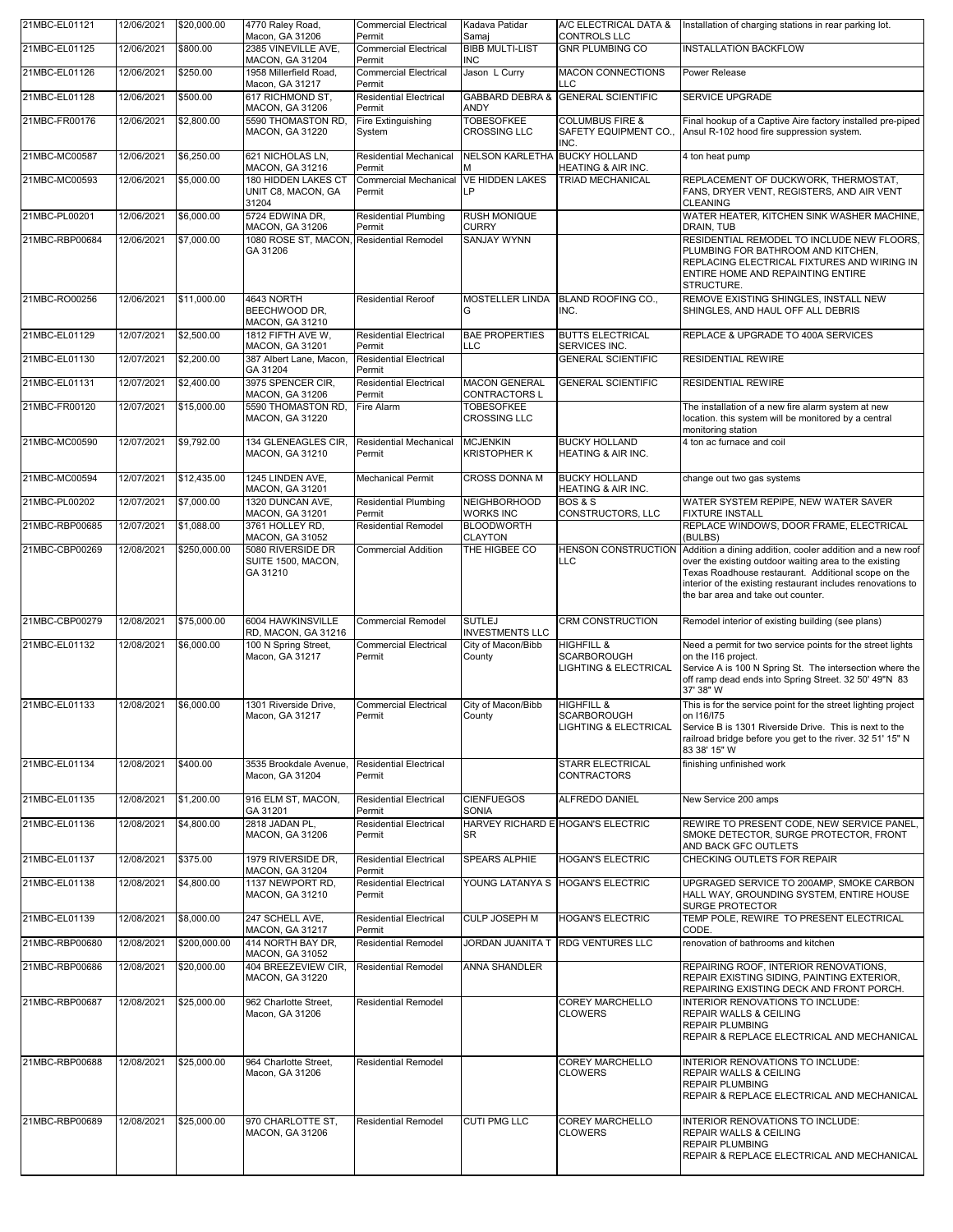| | | | | | | | |
|---|---|---|---|---|---|---|---|
| 21MBC-EL01121 | 12/06/2021 | $20,000.00 | 4770 Raley Road, Macon, GA 31206 | Commercial Electrical Permit | Kadava Patidar Samaj | A/C ELECTRICAL DATA & CONTROLS LLC | Installation of charging stations in rear parking lot. |
| 21MBC-EL01125 | 12/06/2021 | $800.00 | 2385 VINEVILLE AVE, MACON, GA 31204 | Commercial Electrical Permit | BIBB MULTI-LIST INC | GNR PLUMBING CO | INSTALLATION BACKFLOW |
| 21MBC-EL01126 | 12/06/2021 | $250.00 | 1958 Millerfield Road, Macon, GA 31217 | Commercial Electrical Permit | Jason L Curry | MACON CONNECTIONS LLC | Power Release |
| 21MBC-EL01128 | 12/06/2021 | $500.00 | 617 RICHMOND ST, MACON, GA 31206 | Residential Electrical Permit | GABBARD DEBRA & ANDY | GENERAL SCIENTIFIC | SERVICE UPGRADE |
| 21MBC-FR00176 | 12/06/2021 | $2,800.00 | 5590 THOMASTON RD, MACON, GA 31220 | Fire Extinguishing System | TOBESOFKEE CROSSING LLC | COLUMBUS FIRE & SAFETY EQUIPMENT CO., INC. | Final hookup of a Captive Aire factory installed pre-piped Ansul R-102 hood fire suppression system. |
| 21MBC-MC00587 | 12/06/2021 | $6,250.00 | 621 NICHOLAS LN, MACON, GA 31216 | Residential Mechanical Permit | NELSON KARLETHA M | BUCKY HOLLAND HEATING & AIR INC. | 4 ton heat pump |
| 21MBC-MC00593 | 12/06/2021 | $5,000.00 | 180 HIDDEN LAKES CT UNIT C8, MACON, GA 31204 | Commercial Mechanical Permit | VE HIDDEN LAKES LP | TRIAD MECHANICAL | REPLACEMENT OF DUCKWORK, THERMOSTAT, FANS, DRYER VENT, REGISTERS, AND AIR VENT CLEANING |
| 21MBC-PL00201 | 12/06/2021 | $6,000.00 | 5724 EDWINA DR, MACON, GA 31206 | Residential Plumbing Permit | RUSH MONIQUE CURRY | | WATER HEATER, KITCHEN SINK WASHER MACHINE, DRAIN, TUB |
| 21MBC-RBP00684 | 12/06/2021 | $7,000.00 | 1080 ROSE ST, MACON, GA 31206 | Residential Remodel | SANJAY WYNN | | RESIDENTIAL REMODEL TO INCLUDE NEW FLOORS, PLUMBING FOR BATHROOM AND KITCHEN, REPLACING ELECTRICAL FIXTURES AND WIRING IN ENTIRE HOME AND REPAINTING ENTIRE STRUCTURE. |
| 21MBC-RO00256 | 12/06/2021 | $11,000.00 | 4643 NORTH BEECHWOOD DR, MACON, GA 31210 | Residential Reroof | MOSTELLER LINDA G | BLAND ROOFING CO., INC. | REMOVE EXISTING SHINGLES, INSTALL NEW SHINGLES, AND HAUL OFF ALL DEBRIS |
| 21MBC-EL01129 | 12/07/2021 | $2,500.00 | 1812 FIFTH AVE W, MACON, GA 31201 | Residential Electrical Permit | BAE PROPERTIES LLC | BUTTS ELECTRICAL SERVICES INC. | REPLACE & UPGRADE TO 400A SERVICES |
| 21MBC-EL01130 | 12/07/2021 | $2,200.00 | 387 Albert Lane, Macon, GA 31204 | Residential Electrical Permit | | GENERAL SCIENTIFIC | RESIDENTIAL REWIRE |
| 21MBC-EL01131 | 12/07/2021 | $2,400.00 | 3975 SPENCER CIR, MACON, GA 31206 | Residential Electrical Permit | MACON GENERAL CONTRACTORS L | GENERAL SCIENTIFIC | RESIDENTIAL REWIRE |
| 21MBC-FR00120 | 12/07/2021 | $15,000.00 | 5590 THOMASTON RD, MACON, GA 31220 | Fire Alarm | TOBESOFKEE CROSSING LLC | | The installation of a new fire alarm system at new location. this system will be monitored by a central monitoring station |
| 21MBC-MC00590 | 12/07/2021 | $9,792.00 | 134 GLENEAGLES CIR, MACON, GA 31210 | Residential Mechanical Permit | MCJENKIN KRISTOPHER K | BUCKY HOLLAND HEATING & AIR INC. | 4 ton ac furnace and coil |
| 21MBC-MC00594 | 12/07/2021 | $12,435.00 | 1245 LINDEN AVE, MACON, GA 31201 | Mechanical Permit | CROSS DONNA M | BUCKY HOLLAND HEATING & AIR INC. | change out two gas systems |
| 21MBC-PL00202 | 12/07/2021 | $7,000.00 | 1320 DUNCAN AVE, MACON, GA 31201 | Residential Plumbing Permit | NEIGHBORHOOD WORKS INC | BOS & S CONSTRUCTORS, LLC | WATER SYSTEM REPIPE, NEW WATER SAVER FIXTURE INSTALL |
| 21MBC-RBP00685 | 12/07/2021 | $1,088.00 | 3761 HOLLEY RD, MACON, GA 31052 | Residential Remodel | BLOODWORTH CLAYTON | | REPLACE WINDOWS, DOOR FRAME, ELECTRICAL (BULBS) |
| 21MBC-CBP00269 | 12/08/2021 | $250,000.00 | 5080 RIVERSIDE DR SUITE 1500, MACON, GA 31210 | Commercial Addition | THE HIGBEE CO | HENSON CONSTRUCTION LLC | Addition a dining addition, cooler addition and a new roof over the existing outdoor waiting area to the existing Texas Roadhouse restaurant. Additional scope on the interior of the existing restaurant includes renovations to the bar area and take out counter. |
| 21MBC-CBP00279 | 12/08/2021 | $75,000.00 | 6004 HAWKINSVILLE RD, MACON, GA 31216 | Commercial Remodel | SUTLEJ INVESTMENTS LLC | CRM CONSTRUCTION | Remodel interior of existing building (see plans) |
| 21MBC-EL01132 | 12/08/2021 | $6,000.00 | 100 N Spring Street, Macon, GA 31217 | Commercial Electrical Permit | City of Macon/Bibb County | HIGHFILL & SCARBOROUGH LIGHTING & ELECTRICAL | Need a permit for two service points for the street lights on the I16 project. Service A is 100 N Spring St. The intersection where the off ramp dead ends into Spring Street. 32 50' 49"N 83 37' 38" W |
| 21MBC-EL01133 | 12/08/2021 | $6,000.00 | 1301 Riverside Drive, Macon, GA 31217 | Commercial Electrical Permit | City of Macon/Bibb County | HIGHFILL & SCARBOROUGH LIGHTING & ELECTRICAL | This is for the service point for the street lighting project on I16/I75 Service B is 1301 Riverside Drive. This is next to the railroad bridge before you get to the river. 32 51' 15" N 83 38' 15" W |
| 21MBC-EL01134 | 12/08/2021 | $400.00 | 3535 Brookdale Avenue, Macon, GA 31204 | Residential Electrical Permit | | STARR ELECTRICAL CONTRACTORS | finishing unfinished work |
| 21MBC-EL01135 | 12/08/2021 | $1,200.00 | 916 ELM ST, MACON, GA 31201 | Residential Electrical Permit | CIENFUEGOS SONIA | ALFREDO DANIEL | New Service 200 amps |
| 21MBC-EL01136 | 12/08/2021 | $4,800.00 | 2818 JADAN PL, MACON, GA 31206 | Residential Electrical Permit | HARVEY RICHARD E SR | HOGAN'S ELECTRIC | REWIRE TO PRESENT CODE, NEW SERVICE PANEL, SMOKE DETECTOR, SURGE PROTECTOR, FRONT AND BACK GFC OUTLETS |
| 21MBC-EL01137 | 12/08/2021 | $375.00 | 1979 RIVERSIDE DR, MACON, GA 31204 | Residential Electrical Permit | SPEARS ALPHIE | HOGAN'S ELECTRIC | CHECKING OUTLETS FOR REPAIR |
| 21MBC-EL01138 | 12/08/2021 | $4,800.00 | 1137 NEWPORT RD, MACON, GA 31210 | Residential Electrical Permit | YOUNG LATANYA S | HOGAN'S ELECTRIC | UPGRADED SERVICE TO 200AMP, SMOKE CARBON HALL WAY, GROUNDING SYSTEM, ENTIRE HOUSE SURGE PROTECTOR |
| 21MBC-EL01139 | 12/08/2021 | $8,000.00 | 247 SCHELL AVE, MACON, GA 31217 | Residential Electrical Permit | CULP JOSEPH M | HOGAN'S ELECTRIC | TEMP POLE, REWIRE TO PRESENT ELECTRICAL CODE. |
| 21MBC-RBP00680 | 12/08/2021 | $200,000.00 | 414 NORTH BAY DR, MACON, GA 31052 | Residential Remodel | JORDAN JUANITA T | RDG VENTURES LLC | renovation of bathrooms and kitchen |
| 21MBC-RBP00686 | 12/08/2021 | $20,000.00 | 404 BREEZEVIEW CIR, MACON, GA 31220 | Residential Remodel | ANNA SHANDLER | | REPAIRING ROOF, INTERIOR RENOVATIONS, REPAIR EXISTING SIDING, PAINTING EXTERIOR, REPAIRING EXISTING DECK AND FRONT PORCH. |
| 21MBC-RBP00687 | 12/08/2021 | $25,000.00 | 962 Charlotte Street, Macon, GA 31206 | Residential Remodel | | COREY MARCHELLO CLOWERS | INTERIOR RENOVATIONS TO INCLUDE: REPAIR WALLS & CEILING REPAIR PLUMBING REPAIR & REPLACE ELECTRICAL AND MECHANICAL |
| 21MBC-RBP00688 | 12/08/2021 | $25,000.00 | 964 Charlotte Street, Macon, GA 31206 | Residential Remodel | | COREY MARCHELLO CLOWERS | INTERIOR RENOVATIONS TO INCLUDE: REPAIR WALLS & CEILING REPAIR PLUMBING REPAIR & REPLACE ELECTRICAL AND MECHANICAL |
| 21MBC-RBP00689 | 12/08/2021 | $25,000.00 | 970 CHARLOTTE ST, MACON, GA 31206 | Residential Remodel | CUTI PMG LLC | COREY MARCHELLO CLOWERS | INTERIOR RENOVATIONS TO INCLUDE: REPAIR WALLS & CEILING REPAIR PLUMBING REPAIR & REPLACE ELECTRICAL AND MECHANICAL |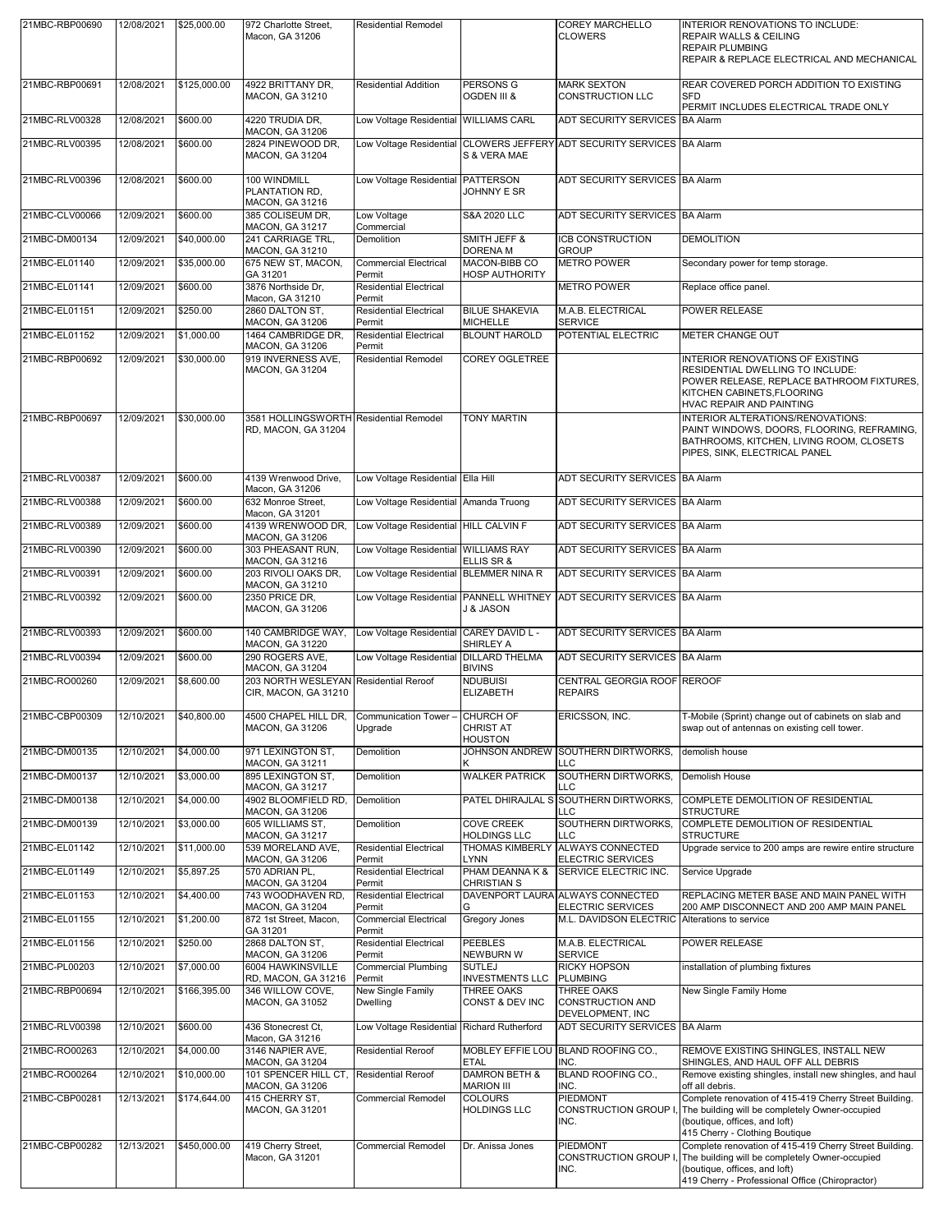| 21MBC-RBP00690 | 12/08/2021 | $25,000.00 | 972 Charlotte Street, Macon, GA 31206 | Residential Remodel | | COREY MARCHELLO CLOWERS | INTERIOR RENOVATIONS TO INCLUDE: REPAIR WALLS & CEILING REPAIR PLUMBING REPAIR & REPLACE ELECTRICAL AND MECHANICAL |
|---|---|---|---|---|---|---|---|
| 21MBC-RBP00691 | 12/08/2021 | $125,000.00 | 4922 BRITTANY DR, MACON, GA 31210 | Residential Addition | PERSONS G OGDEN III & | MARK SEXTON CONSTRUCTION LLC | REAR COVERED PORCH ADDITION TO EXISTING SFD PERMIT INCLUDES ELECTRICAL TRADE ONLY |
| 21MBC-RLV00328 | 12/08/2021 | $600.00 | 4220 TRUDIA DR, MACON, GA 31206 | Low Voltage Residential | WILLIAMS CARL | ADT SECURITY SERVICES | BA Alarm |
| 21MBC-RLV00395 | 12/08/2021 | $600.00 | 2824 PINEWOOD DR, MACON, GA 31204 | Low Voltage Residential | CLOWERS JEFFERY S & VERA MAE | ADT SECURITY SERVICES | BA Alarm |
| 21MBC-RLV00396 | 12/08/2021 | $600.00 | 100 WINDMILL PLANTATION RD, MACON, GA 31216 | Low Voltage Residential | PATTERSON JOHNNY E SR | ADT SECURITY SERVICES | BA Alarm |
| 21MBC-CLV00066 | 12/09/2021 | $600.00 | 385 COLISEUM DR, MACON, GA 31217 | Low Voltage Commercial | S&A 2020 LLC | ADT SECURITY SERVICES | BA Alarm |
| 21MBC-DM00134 | 12/09/2021 | $40,000.00 | 241 CARRIAGE TRL, MACON, GA 31210 | Demolition | SMITH JEFF & DORENA M | ICB CONSTRUCTION GROUP | DEMOLITION |
| 21MBC-EL01140 | 12/09/2021 | $35,000.00 | 675 NEW ST, MACON, GA 31201 | Commercial Electrical Permit | MACON-BIBB CO HOSP AUTHORITY | METRO POWER | Secondary power for temp storage. |
| 21MBC-EL01141 | 12/09/2021 | $600.00 | 3876 Northside Dr, Macon, GA 31210 | Residential Electrical Permit | | METRO POWER | Replace office panel. |
| 21MBC-EL01151 | 12/09/2021 | $250.00 | 2860 DALTON ST, MACON, GA 31206 | Residential Electrical Permit | BILUE SHAKEVIA MICHELLE | M.A.B. ELECTRICAL SERVICE | POWER RELEASE |
| 21MBC-EL01152 | 12/09/2021 | $1,000.00 | 1464 CAMBRIDGE DR, MACON, GA 31206 | Residential Electrical Permit | BLOUNT HAROLD | POTENTIAL ELECTRIC | METER CHANGE OUT |
| 21MBC-RBP00692 | 12/09/2021 | $30,000.00 | 919 INVERNESS AVE, MACON, GA 31204 | Residential Remodel | COREY OGLETREE | | INTERIOR RENOVATIONS OF EXISTING RESIDENTIAL DWELLING TO INCLUDE: POWER RELEASE, REPLACE BATHROOM FIXTURES, KITCHEN CABINETS,FLOORING HVAC REPAIR AND PAINTING |
| 21MBC-RBP00697 | 12/09/2021 | $30,000.00 | 3581 HOLLINGSWORTH RD, MACON, GA 31204 | Residential Remodel | TONY MARTIN | | INTERIOR ALTERATIONS/RENOVATIONS: PAINT WINDOWS, DOORS, FLOORING, REFRAMING, BATHROOMS, KITCHEN, LIVING ROOM, CLOSETS PIPES, SINK, ELECTRICAL PANEL |
| 21MBC-RLV00387 | 12/09/2021 | $600.00 | 4139 Wrenwood Drive, Macon, GA 31206 | Low Voltage Residential | Ella Hill | ADT SECURITY SERVICES | BA Alarm |
| 21MBC-RLV00388 | 12/09/2021 | $600.00 | 632 Monroe Street, Macon, GA 31201 | Low Voltage Residential | Amanda Truong | ADT SECURITY SERVICES | BA Alarm |
| 21MBC-RLV00389 | 12/09/2021 | $600.00 | 4139 WRENWOOD DR, MACON, GA 31206 | Low Voltage Residential | HILL CALVIN F | ADT SECURITY SERVICES | BA Alarm |
| 21MBC-RLV00390 | 12/09/2021 | $600.00 | 303 PHEASANT RUN, MACON, GA 31216 | Low Voltage Residential | WILLIAMS RAY ELLIS SR & | ADT SECURITY SERVICES | BA Alarm |
| 21MBC-RLV00391 | 12/09/2021 | $600.00 | 203 RIVOLI OAKS DR, MACON, GA 31210 | Low Voltage Residential | BLEMMER NINA R | ADT SECURITY SERVICES | BA Alarm |
| 21MBC-RLV00392 | 12/09/2021 | $600.00 | 2350 PRICE DR, MACON, GA 31206 | Low Voltage Residential | PANNELL WHITNEY J & JASON | ADT SECURITY SERVICES | BA Alarm |
| 21MBC-RLV00393 | 12/09/2021 | $600.00 | 140 CAMBRIDGE WAY, MACON, GA 31220 | Low Voltage Residential | CAREY DAVID L - SHIRLEY A | ADT SECURITY SERVICES | BA Alarm |
| 21MBC-RLV00394 | 12/09/2021 | $600.00 | 290 ROGERS AVE, MACON, GA 31204 | Low Voltage Residential | DILLARD THELMA BIVINS | ADT SECURITY SERVICES | BA Alarm |
| 21MBC-RO00260 | 12/09/2021 | $8,600.00 | 203 NORTH WESLEYAN CIR, MACON, GA 31210 | Residential Reroof | NDUBUISI ELIZABETH | CENTRAL GEORGIA ROOF REPAIRS | REROOF |
| 21MBC-CBP00309 | 12/10/2021 | $40,800.00 | 4500 CHAPEL HILL DR, MACON, GA 31206 | Communication Tower – Upgrade | CHURCH OF CHRIST AT HOUSTON | ERICSSON, INC. | T-Mobile (Sprint) change out of cabinets on slab and swap out of antennas on existing cell tower. |
| 21MBC-DM00135 | 12/10/2021 | $4,000.00 | 971 LEXINGTON ST, MACON, GA 31211 | Demolition | JOHNSON ANDREW K | SOUTHERN DIRTWORKS, LLC | demolish house |
| 21MBC-DM00137 | 12/10/2021 | $3,000.00 | 895 LEXINGTON ST, MACON, GA 31217 | Demolition | WALKER PATRICK | SOUTHERN DIRTWORKS, LLC | Demolish House |
| 21MBC-DM00138 | 12/10/2021 | $4,000.00 | 4902 BLOOMFIELD RD, MACON, GA 31206 | Demolition | PATEL DHIRAJLAL S | SOUTHERN DIRTWORKS, LLC | COMPLETE DEMOLITION OF RESIDENTIAL STRUCTURE |
| 21MBC-DM00139 | 12/10/2021 | $3,000.00 | 605 WILLIAMS ST, MACON, GA 31217 | Demolition | COVE CREEK HOLDINGS LLC | SOUTHERN DIRTWORKS, LLC | COMPLETE DEMOLITION OF RESIDENTIAL STRUCTURE |
| 21MBC-EL01142 | 12/10/2021 | $11,000.00 | 539 MORELAND AVE, MACON, GA 31206 | Residential Electrical Permit | THOMAS KIMBERLY LYNN | ALWAYS CONNECTED ELECTRIC SERVICES | Upgrade service to 200 amps are rewire entire structure |
| 21MBC-EL01149 | 12/10/2021 | $5,897.25 | 570 ADRIAN PL, MACON, GA 31204 | Residential Electrical Permit | PHAM DEANNA K & CHRISTIAN S | SERVICE ELECTRIC INC. | Service Upgrade |
| 21MBC-EL01153 | 12/10/2021 | $4,400.00 | 743 WOODHAVEN RD, MACON, GA 31204 | Residential Electrical Permit | DAVENPORT LAURA G | ALWAYS CONNECTED ELECTRIC SERVICES | REPLACING METER BASE AND MAIN PANEL WITH 200 AMP DISCONNECT AND 200 AMP MAIN PANEL |
| 21MBC-EL01155 | 12/10/2021 | $1,200.00 | 872 1st Street, Macon, GA 31201 | Commercial Electrical Permit | Gregory Jones | M.L. DAVIDSON ELECTRIC | Alterations to service |
| 21MBC-EL01156 | 12/10/2021 | $250.00 | 2868 DALTON ST, MACON, GA 31206 | Residential Electrical Permit | PEEBLES NEWBURN W | M.A.B. ELECTRICAL SERVICE | POWER RELEASE |
| 21MBC-PL00203 | 12/10/2021 | $7,000.00 | 6004 HAWKINSVILLE RD, MACON, GA 31216 | Commercial Plumbing Permit | SUTLEJ INVESTMENTS LLC | RICKY HOPSON PLUMBING | installation of plumbing fixtures |
| 21MBC-RBP00694 | 12/10/2021 | $166,395.00 | 346 WILLOW COVE, MACON, GA 31052 | New Single Family Dwelling | THREE OAKS CONST & DEV INC | THREE OAKS CONSTRUCTION AND DEVELOPMENT, INC | New Single Family Home |
| 21MBC-RLV00398 | 12/10/2021 | $600.00 | 436 Stonecrest Ct, Macon, GA 31216 | Low Voltage Residential | Richard Rutherford | ADT SECURITY SERVICES | BA Alarm |
| 21MBC-RO00263 | 12/10/2021 | $4,000.00 | 3146 NAPIER AVE, MACON, GA 31204 | Residential Reroof | MOBLEY EFFIE LOU ETAL | BLAND ROOFING CO., INC. | REMOVE EXISTING SHINGLES, INSTALL NEW SHINGLES, AND HAUL OFF ALL DEBRIS |
| 21MBC-RO00264 | 12/10/2021 | $10,000.00 | 101 SPENCER HILL CT, MACON, GA 31206 | Residential Reroof | DAMRON BETH & MARION III | BLAND ROOFING CO., INC. | Remove existing shingles, install new shingles, and haul off all debris. |
| 21MBC-CBP00281 | 12/13/2021 | $174,644.00 | 415 CHERRY ST, MACON, GA 31201 | Commercial Remodel | COLOURS HOLDINGS LLC | PIEDMONT CONSTRUCTION GROUP I, INC. | Complete renovation of 415-419 Cherry Street Building. The building will be completely Owner-occupied (boutique, offices, and loft) 415 Cherry - Clothing Boutique |
| 21MBC-CBP00282 | 12/13/2021 | $450,000.00 | 419 Cherry Street, Macon, GA 31201 | Commercial Remodel | Dr. Anissa Jones | PIEDMONT CONSTRUCTION GROUP I, INC. | Complete renovation of 415-419 Cherry Street Building. The building will be completely Owner-occupied (boutique, offices, and loft) 419 Cherry - Professional Office (Chiropractor) |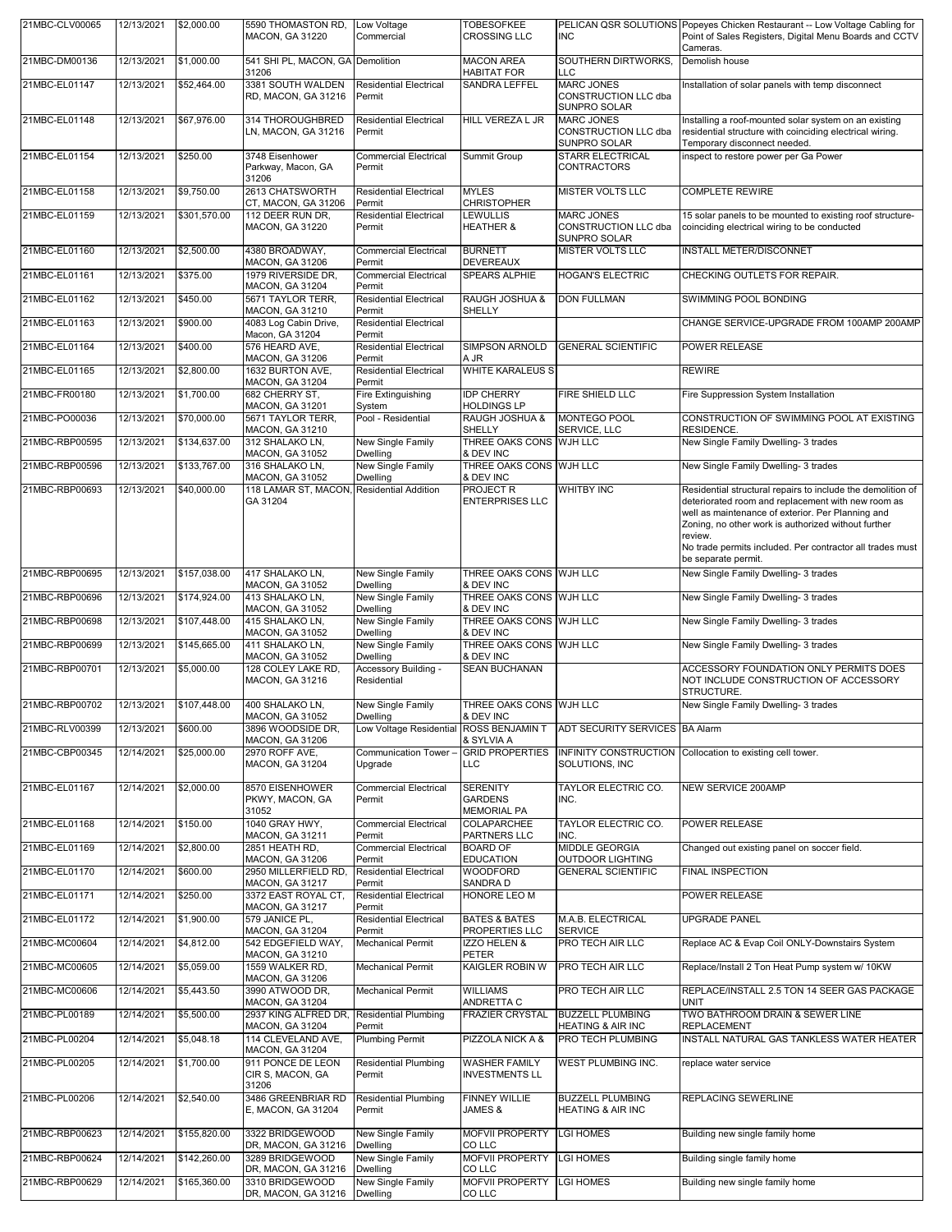| | | | | | | | |
|---|---|---|---|---|---|---|---|
| 21MBC-CLV00065 | 12/13/2021 | $2,000.00 | 5590 THOMASTON RD, MACON, GA 31220 | Low Voltage Commercial | TOBESOFKEE CROSSING LLC | PELICAN QSR SOLUTIONS INC | Popeyes Chicken Restaurant -- Low Voltage Cabling for Point of Sales Registers, Digital Menu Boards and CCTV Cameras. |
| 21MBC-DM00136 | 12/13/2021 | $1,000.00 | 541 SHI PL, MACON, GA 31206 | Demolition | MACON AREA HABITAT FOR | SOUTHERN DIRTWORKS, LLC | Demolish house |
| 21MBC-EL01147 | 12/13/2021 | $52,464.00 | 3381 SOUTH WALDEN RD, MACON, GA 31216 | Residential Electrical Permit | SANDRA LEFFEL | MARC JONES CONSTRUCTION LLC dba SUNPRO SOLAR | Installation of solar panels with temp disconnect |
| 21MBC-EL01148 | 12/13/2021 | $67,976.00 | 314 THOROUGHBRED LN, MACON, GA 31216 | Residential Electrical Permit | HILL VEREZA L JR | MARC JONES CONSTRUCTION LLC dba SUNPRO SOLAR | Installing a roof-mounted solar system on an existing residential structure with coinciding electrical wiring. Temporary disconnect needed. |
| 21MBC-EL01154 | 12/13/2021 | $250.00 | 3748 Eisenhower Parkway, Macon, GA 31206 | Commercial Electrical Permit | Summit Group | STARR ELECTRICAL CONTRACTORS | inspect to restore power per Ga Power |
| 21MBC-EL01158 | 12/13/2021 | $9,750.00 | 2613 CHATSWORTH CT, MACON, GA 31206 | Residential Electrical Permit | MYLES CHRISTOPHER | MISTER VOLTS LLC | COMPLETE REWIRE |
| 21MBC-EL01159 | 12/13/2021 | $301,570.00 | 112 DEER RUN DR, MACON, GA 31220 | Residential Electrical Permit | LEWULLIS HEATHER & | MARC JONES CONSTRUCTION LLC dba SUNPRO SOLAR | 15 solar panels to be mounted to existing roof structure-coinciding electrical wiring to be conducted |
| 21MBC-EL01160 | 12/13/2021 | $2,500.00 | 4380 BROADWAY, MACON, GA 31206 | Commercial Electrical Permit | BURNETT DEVEREAUX | MISTER VOLTS LLC | INSTALL METER/DISCONNET |
| 21MBC-EL01161 | 12/13/2021 | $375.00 | 1979 RIVERSIDE DR, MACON, GA 31204 | Commercial Electrical Permit | SPEARS ALPHIE | HOGAN'S ELECTRIC | CHECKING OUTLETS FOR REPAIR. |
| 21MBC-EL01162 | 12/13/2021 | $450.00 | 5671 TAYLOR TERR, MACON, GA 31210 | Residential Electrical Permit | RAUGH JOSHUA & SHELLY | DON FULLMAN | SWIMMING POOL BONDING |
| 21MBC-EL01163 | 12/13/2021 | $900.00 | 4083 Log Cabin Drive, Macon, GA 31204 | Residential Electrical Permit | | | CHANGE SERVICE-UPGRADE FROM 100AMP 200AMP |
| 21MBC-EL01164 | 12/13/2021 | $400.00 | 576 HEARD AVE, MACON, GA 31206 | Residential Electrical Permit | SIMPSON ARNOLD A JR | GENERAL SCIENTIFIC | POWER RELEASE |
| 21MBC-EL01165 | 12/13/2021 | $2,800.00 | 1632 BURTON AVE, MACON, GA 31204 | Residential Electrical Permit | WHITE KARALEUS S | | REWIRE |
| 21MBC-FR00180 | 12/13/2021 | $1,700.00 | 682 CHERRY ST, MACON, GA 31201 | Fire Extinguishing System | IDP CHERRY HOLDINGS LP | FIRE SHIELD LLC | Fire Suppression System Installation |
| 21MBC-PO00036 | 12/13/2021 | $70,000.00 | 5671 TAYLOR TERR, MACON, GA 31210 | Pool - Residential | RAUGH JOSHUA & SHELLY | MONTEGO POOL SERVICE, LLC | CONSTRUCTION OF SWIMMING POOL AT EXISTING RESIDENCE. |
| 21MBC-RBP00595 | 12/13/2021 | $134,637.00 | 312 SHALAKO LN, MACON, GA 31052 | New Single Family Dwelling | THREE OAKS CONS & DEV INC | WJH LLC | New Single Family Dwelling- 3 trades |
| 21MBC-RBP00596 | 12/13/2021 | $133,767.00 | 316 SHALAKO LN, MACON, GA 31052 | New Single Family Dwelling | THREE OAKS CONS & DEV INC | WJH LLC | New Single Family Dwelling- 3 trades |
| 21MBC-RBP00693 | 12/13/2021 | $40,000.00 | 118 LAMAR ST, MACON, GA 31204 | Residential Addition | PROJECT R ENTERPRISES LLC | WHITBY INC | Residential structural repairs to include the demolition of deteriorated room and replacement with new room as well as maintenance of exterior. Per Planning and Zoning, no other work is authorized without further review. No trade permits included. Per contractor all trades must be separate permit. |
| 21MBC-RBP00695 | 12/13/2021 | $157,038.00 | 417 SHALAKO LN, MACON, GA 31052 | New Single Family Dwelling | THREE OAKS CONS & DEV INC | WJH LLC | New Single Family Dwelling- 3 trades |
| 21MBC-RBP00696 | 12/13/2021 | $174,924.00 | 413 SHALAKO LN, MACON, GA 31052 | New Single Family Dwelling | THREE OAKS CONS & DEV INC | WJH LLC | New Single Family Dwelling- 3 trades |
| 21MBC-RBP00698 | 12/13/2021 | $107,448.00 | 415 SHALAKO LN, MACON, GA 31052 | New Single Family Dwelling | THREE OAKS CONS & DEV INC | WJH LLC | New Single Family Dwelling- 3 trades |
| 21MBC-RBP00699 | 12/13/2021 | $145,665.00 | 411 SHALAKO LN, MACON, GA 31052 | New Single Family Dwelling | THREE OAKS CONS & DEV INC | WJH LLC | New Single Family Dwelling- 3 trades |
| 21MBC-RBP00701 | 12/13/2021 | $5,000.00 | 128 COLEY LAKE RD, MACON, GA 31216 | Accessory Building - Residential | SEAN BUCHANAN | | ACCESSORY FOUNDATION ONLY PERMITS DOES NOT INCLUDE CONSTRUCTION OF ACCESSORY STRUCTURE. |
| 21MBC-RBP00702 | 12/13/2021 | $107,448.00 | 400 SHALAKO LN, MACON, GA 31052 | New Single Family Dwelling | THREE OAKS CONS & DEV INC | WJH LLC | New Single Family Dwelling- 3 trades |
| 21MBC-RLV00399 | 12/13/2021 | $600.00 | 3896 WOODSIDE DR, MACON, GA 31206 | Low Voltage Residential | ROSS BENJAMIN T & SYLVIA A | ADT SECURITY SERVICES | BA Alarm |
| 21MBC-CBP00345 | 12/14/2021 | $25,000.00 | 2970 ROFF AVE, MACON, GA 31204 | Communication Tower – Upgrade | GRID PROPERTIES LLC | INFINITY CONSTRUCTION SOLUTIONS, INC | Collocation to existing cell tower. |
| 21MBC-EL01167 | 12/14/2021 | $2,000.00 | 8570 EISENHOWER PKWY, MACON, GA 31052 | Commercial Electrical Permit | SERENITY GARDENS MEMORIAL PA | TAYLOR ELECTRIC CO. INC. | NEW SERVICE 200AMP |
| 21MBC-EL01168 | 12/14/2021 | $150.00 | 1040 GRAY HWY, MACON, GA 31211 | Commercial Electrical Permit | COLAPARCHEE PARTNERS LLC | TAYLOR ELECTRIC CO. INC. | POWER RELEASE |
| 21MBC-EL01169 | 12/14/2021 | $2,800.00 | 2851 HEATH RD, MACON, GA 31206 | Commercial Electrical Permit | BOARD OF EDUCATION | MIDDLE GEORGIA OUTDOOR LIGHTING | Changed out existing panel on soccer field. |
| 21MBC-EL01170 | 12/14/2021 | $600.00 | 2950 MILLERFIELD RD, MACON, GA 31217 | Residential Electrical Permit | WOODFORD SANDRA D | GENERAL SCIENTIFIC | FINAL INSPECTION |
| 21MBC-EL01171 | 12/14/2021 | $250.00 | 3372 EAST ROYAL CT, MACON, GA 31217 | Residential Electrical Permit | HONORE LEO M | | POWER RELEASE |
| 21MBC-EL01172 | 12/14/2021 | $1,900.00 | 579 JANICE PL, MACON, GA 31204 | Residential Electrical Permit | BATES & BATES PROPERTIES LLC | M.A.B. ELECTRICAL SERVICE | UPGRADE PANEL |
| 21MBC-MC00604 | 12/14/2021 | $4,812.00 | 542 EDGEFIELD WAY, MACON, GA 31210 | Mechanical Permit | IZZO HELEN & PETER | PRO TECH AIR LLC | Replace AC & Evap Coil ONLY-Downstairs System |
| 21MBC-MC00605 | 12/14/2021 | $5,059.00 | 1559 WALKER RD, MACON, GA 31206 | Mechanical Permit | KAIGLER ROBIN W | PRO TECH AIR LLC | Replace/Install 2 Ton Heat Pump system w/ 10KW |
| 21MBC-MC00606 | 12/14/2021 | $5,443.50 | 3990 ATWOOD DR, MACON, GA 31204 | Mechanical Permit | WILLIAMS ANDRETTA C | PRO TECH AIR LLC | REPLACE/INSTALL 2.5 TON 14 SEER GAS PACKAGE UNIT |
| 21MBC-PL00189 | 12/14/2021 | $5,500.00 | 2937 KING ALFRED DR, MACON, GA 31204 | Residential Plumbing Permit | FRAZIER CRYSTAL | BUZZELL PLUMBING HEATING & AIR INC | TWO BATHROOM DRAIN & SEWER LINE REPLACEMENT |
| 21MBC-PL00204 | 12/14/2021 | $5,048.18 | 114 CLEVELAND AVE, MACON, GA 31204 | Plumbing Permit | PIZZOLA NICK A & | PRO TECH PLUMBING | INSTALL NATURAL GAS TANKLESS WATER HEATER |
| 21MBC-PL00205 | 12/14/2021 | $1,700.00 | 911 PONCE DE LEON CIR S, MACON, GA 31206 | Residential Plumbing Permit | WASHER FAMILY INVESTMENTS LL | WEST PLUMBING INC. | replace water service |
| 21MBC-PL00206 | 12/14/2021 | $2,540.00 | 3486 GREENBRIAR RD E, MACON, GA 31204 | Residential Plumbing Permit | FINNEY WILLIE JAMES & | BUZZELL PLUMBING HEATING & AIR INC | REPLACING SEWERLINE |
| 21MBC-RBP00623 | 12/14/2021 | $155,820.00 | 3322 BRIDGEWOOD DR, MACON, GA 31216 | New Single Family Dwelling | MOFVII PROPERTY CO LLC | LGI HOMES | Building new single family home |
| 21MBC-RBP00624 | 12/14/2021 | $142,260.00 | 3289 BRIDGEWOOD DR, MACON, GA 31216 | New Single Family Dwelling | MOFVII PROPERTY CO LLC | LGI HOMES | Building single family home |
| 21MBC-RBP00629 | 12/14/2021 | $165,360.00 | 3310 BRIDGEWOOD DR, MACON, GA 31216 | New Single Family Dwelling | MOFVII PROPERTY CO LLC | LGI HOMES | Building new single family home |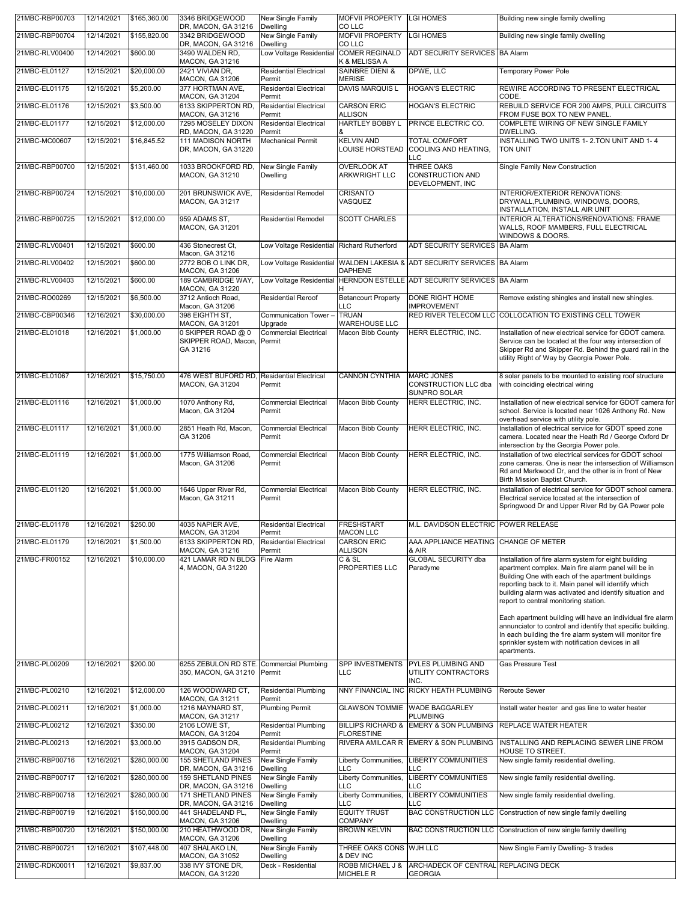| | | | | | | | |
|---|---|---|---|---|---|---|---|
| 21MBC-RBP00703 | 12/14/2021 | $165,360.00 | 3346 BRIDGEWOOD DR, MACON, GA 31216 | New Single Family Dwelling | MOFVII PROPERTY CO LLC | LGI HOMES | Building new single family dwelling |
| 21MBC-RBP00704 | 12/14/2021 | $155,820.00 | 3342 BRIDGEWOOD DR, MACON, GA 31216 | New Single Family Dwelling | MOFVII PROPERTY CO LLC | LGI HOMES | Building new single family dwelling |
| 21MBC-RLV00400 | 12/14/2021 | $600.00 | 3490 WALDEN RD, MACON, GA 31216 | Low Voltage Residential | COMER REGINALD K & MELISSA A | ADT SECURITY SERVICES | BA Alarm |
| 21MBC-EL01127 | 12/15/2021 | $20,000.00 | 2421 VIVIAN DR, MACON, GA 31206 | Residential Electrical Permit | SAINBRE DIENI & MERISE | DPWE, LLC | Temporary Power Pole |
| 21MBC-EL01175 | 12/15/2021 | $5,200.00 | 377 HORTMAN AVE, MACON, GA 31204 | Residential Electrical Permit | DAVIS MARQUIS L | HOGAN'S ELECTRIC | REWIRE ACCORDING TO PRESENT ELECTRICAL CODE. |
| 21MBC-EL01176 | 12/15/2021 | $3,500.00 | 6133 SKIPPERTON RD, MACON, GA 31216 | Residential Electrical Permit | CARSON ERIC ALLISON | HOGAN'S ELECTRIC | REBUILD SERVICE FOR 200 AMPS, PULL CIRCUITS FROM FUSE BOX TO NEW PANEL. |
| 21MBC-EL01177 | 12/15/2021 | $12,000.00 | 7295 MOSELEY DIXON RD, MACON, GA 31220 | Residential Electrical Permit | HARTLEY BOBBY L & | PRINCE ELECTRIC CO. | COMPLETE WIRING OF NEW SINGLE FAMILY DWELLING. |
| 21MBC-MC00607 | 12/15/2021 | $16,845.52 | 111 MADISON NORTH DR, MACON, GA 31220 | Mechanical Permit | KELVIN AND LOUISE HORSTEAD | TOTAL COMFORT COOLING AND HEATING, LLC | INSTALLING TWO UNITS 1- 2.TON UNIT AND 1- 4 TON UNIT |
| 21MBC-RBP00700 | 12/15/2021 | $131,460.00 | 1033 BROOKFORD RD, MACON, GA 31210 | New Single Family Dwelling | OVERLOOK AT ARKWRIGHT LLC | THREE OAKS CONSTRUCTION AND DEVELOPMENT, INC | Single Family New Construction |
| 21MBC-RBP00724 | 12/15/2021 | $10,000.00 | 201 BRUNSWICK AVE, MACON, GA 31217 | Residential Remodel | CRISANTO VASQUEZ | | INTERIOR/EXTERIOR RENOVATIONS: DRYWALL,PLUMBING, WINDOWS, DOORS, INSTALLATION, INSTALL AIR UNIT |
| 21MBC-RBP00725 | 12/15/2021 | $12,000.00 | 959 ADAMS ST, MACON, GA 31201 | Residential Remodel | SCOTT CHARLES | | INTERIOR ALTERATIONS/RENOVATIONS: FRAME WALLS, ROOF MAMBERS, FULL ELECTRICAL WINDOWS & DOORS. |
| 21MBC-RLV00401 | 12/15/2021 | $600.00 | 436 Stonecrest Ct, Macon, GA 31216 | Low Voltage Residential | Richard Rutherford | ADT SECURITY SERVICES | BA Alarm |
| 21MBC-RLV00402 | 12/15/2021 | $600.00 | 2772 BOB O LINK DR, MACON, GA 31206 | Low Voltage Residential | WALDEN LAKESIA & DAPHENE | ADT SECURITY SERVICES | BA Alarm |
| 21MBC-RLV00403 | 12/15/2021 | $600.00 | 189 CAMBRIDGE WAY, MACON, GA 31220 | Low Voltage Residential | HERNDON ESTELLE H | ADT SECURITY SERVICES | BA Alarm |
| 21MBC-RO00269 | 12/15/2021 | $6,500.00 | 3712 Antioch Road, Macon, GA 31206 | Residential Reroof | Betancourt Property LLC | DONE RIGHT HOME IMPROVEMENT | Remove existing shingles and install new shingles. |
| 21MBC-CBP00346 | 12/16/2021 | $30,000.00 | 398 EIGHTH ST, MACON, GA 31201 | Communication Tower – Upgrade | TRUAN WAREHOUSE LLC | RED RIVER TELECOM LLC | COLLOCATION TO EXISTING CELL TOWER |
| 21MBC-EL01018 | 12/16/2021 | $1,000.00 | 0 SKIPPER ROAD @ 0 SKIPPER ROAD, Macon, GA 31216 | Commercial Electrical Permit | Macon Bibb County | HERR ELECTRIC, INC. | Installation of new electrical service for GDOT camera. Service can be located at the four way intersection of Skipper Rd and Skipper Rd. Behind the guard rail in the utility Right of Way by Georgia Power Pole. |
| 21MBC-EL01067 | 12/16/2021 | $15,750.00 | 476 WEST BUFORD RD, MACON, GA 31204 | Residential Electrical Permit | CANNON CYNTHIA | MARC JONES CONSTRUCTION LLC dba SUNPRO SOLAR | 8 solar panels to be mounted to existing roof structure with coinciding electrical wiring |
| 21MBC-EL01116 | 12/16/2021 | $1,000.00 | 1070 Anthony Rd, Macon, GA 31204 | Commercial Electrical Permit | Macon Bibb County | HERR ELECTRIC, INC. | Installation of new electrical service for GDOT camera for school. Service is located near 1026 Anthony Rd. New overhead service with utility pole. |
| 21MBC-EL01117 | 12/16/2021 | $1,000.00 | 2851 Heath Rd, Macon, GA 31206 | Commercial Electrical Permit | Macon Bibb County | HERR ELECTRIC, INC. | Installation of electrical service for GDOT speed zone camera. Located near the Heath Rd / George Oxford Dr intersection by the Georgia Power pole. |
| 21MBC-EL01119 | 12/16/2021 | $1,000.00 | 1775 Williamson Road, Macon, GA 31206 | Commercial Electrical Permit | Macon Bibb County | HERR ELECTRIC, INC. | Installation of two electrical services for GDOT school zone cameras. One is near the intersection of Williamson Rd and Markwood Dr, and the other is in front of New Birth Mission Baptist Church. |
| 21MBC-EL01120 | 12/16/2021 | $1,000.00 | 1646 Upper River Rd, Macon, GA 31211 | Commercial Electrical Permit | Macon Bibb County | HERR ELECTRIC, INC. | Installation of electrical service for GDOT school camera. Electrical service located at the intersection of Springwood Dr and Upper River Rd by GA Power pole |
| 21MBC-EL01178 | 12/16/2021 | $250.00 | 4035 NAPIER AVE, MACON, GA 31204 | Residential Electrical Permit | FRESHSTART MACON LLC | M.L. DAVIDSON ELECTRIC | POWER RELEASE |
| 21MBC-EL01179 | 12/16/2021 | $1,500.00 | 6133 SKIPPERTON RD, MACON, GA 31216 | Residential Electrical Permit | CARSON ERIC ALLISON | AAA APPLIANCE HEATING & AIR | CHANGE OF METER |
| 21MBC-FR00152 | 12/16/2021 | $10,000.00 | 421 LAMAR RD N BLDG 4, MACON, GA 31220 | Fire Alarm | C & SL PROPERTIES LLC | GLOBAL SECURITY dba Paradyme | Installation of fire alarm system for eight building apartment complex. Main fire alarm panel will be in Building One with each of the apartment buildings reporting back to it. Main panel will identify which building alarm was activated and identify situation and report to central monitoring station.<br><br>Each apartment building will have an individual fire alarm annunciator to control and identify that specific building. In each building the fire alarm system will monitor fire sprinkler system with notification devices in all apartments. |
| 21MBC-PL00209 | 12/16/2021 | $200.00 | 6255 ZEBULON RD STE. 350, MACON, GA 31210 | Commercial Plumbing Permit | SPP INVESTMENTS LLC | PYLES PLUMBING AND UTILITY CONTRACTORS INC. | Gas Pressure Test |
| 21MBC-PL00210 | 12/16/2021 | $12,000.00 | 126 WOODWARD CT, MACON, GA 31211 | Residential Plumbing Permit | NNY FINANCIAL INC | RICKY HEATH PLUMBING | Reroute Sewer |
| 21MBC-PL00211 | 12/16/2021 | $1,000.00 | 1216 MAYNARD ST, MACON, GA 31217 | Plumbing Permit | GLAWSON TOMMIE | WADE BAGGARLEY PLUMBING | Install water heater and gas line to water heater |
| 21MBC-PL00212 | 12/16/2021 | $350.00 | 2106 LOWE ST, MACON, GA 31204 | Residential Plumbing Permit | BILLIPS RICHARD & FLORESTINE | EMERY & SON PLUMBING | REPLACE WATER HEATER |
| 21MBC-PL00213 | 12/16/2021 | $3,000.00 | 3915 GADSON DR, MACON, GA 31204 | Residential Plumbing Permit | RIVERA AMILCAR R | EMERY & SON PLUMBING | INSTALLING AND REPLACING SEWER LINE FROM HOUSE TO STREET. |
| 21MBC-RBP00716 | 12/16/2021 | $280,000.00 | 155 SHETLAND PINES DR, MACON, GA 31216 | New Single Family Dwelling | Liberty Communities, LLC | LIBERTY COMMUNITIES LLC | New single family residential dwelling. |
| 21MBC-RBP00717 | 12/16/2021 | $280,000.00 | 159 SHETLAND PINES DR, MACON, GA 31216 | New Single Family Dwelling | Liberty Communities, LLC | LIBERTY COMMUNITIES LLC | New single family residential dwelling. |
| 21MBC-RBP00718 | 12/16/2021 | $280,000.00 | 171 SHETLAND PINES DR, MACON, GA 31216 | New Single Family Dwelling | Liberty Communities, LLC | LIBERTY COMMUNITIES LLC | New single family residential dwelling. |
| 21MBC-RBP00719 | 12/16/2021 | $150,000.00 | 441 SHADELAND PL, MACON, GA 31206 | New Single Family Dwelling | EQUITY TRUST COMPANY | BAC CONSTRUCTION LLC | Construction of new single family dwelling |
| 21MBC-RBP00720 | 12/16/2021 | $150,000.00 | 210 HEATHWOOD DR, MACON, GA 31206 | New Single Family Dwelling | BROWN KELVIN | BAC CONSTRUCTION LLC | Construction of new single family dwelling |
| 21MBC-RBP00721 | 12/16/2021 | $107,448.00 | 407 SHALAKO LN, MACON, GA 31052 | New Single Family Dwelling | THREE OAKS CONS & DEV INC | WJH LLC | New Single Family Dwelling- 3 trades |
| 21MBC-RDK00011 | 12/16/2021 | $9,837.00 | 338 IVY STONE DR, MACON, GA 31220 | Deck - Residential | ROBB MICHAEL J & MICHELE R | ARCHADECK OF CENTRAL GEORGIA | REPLACING DECK |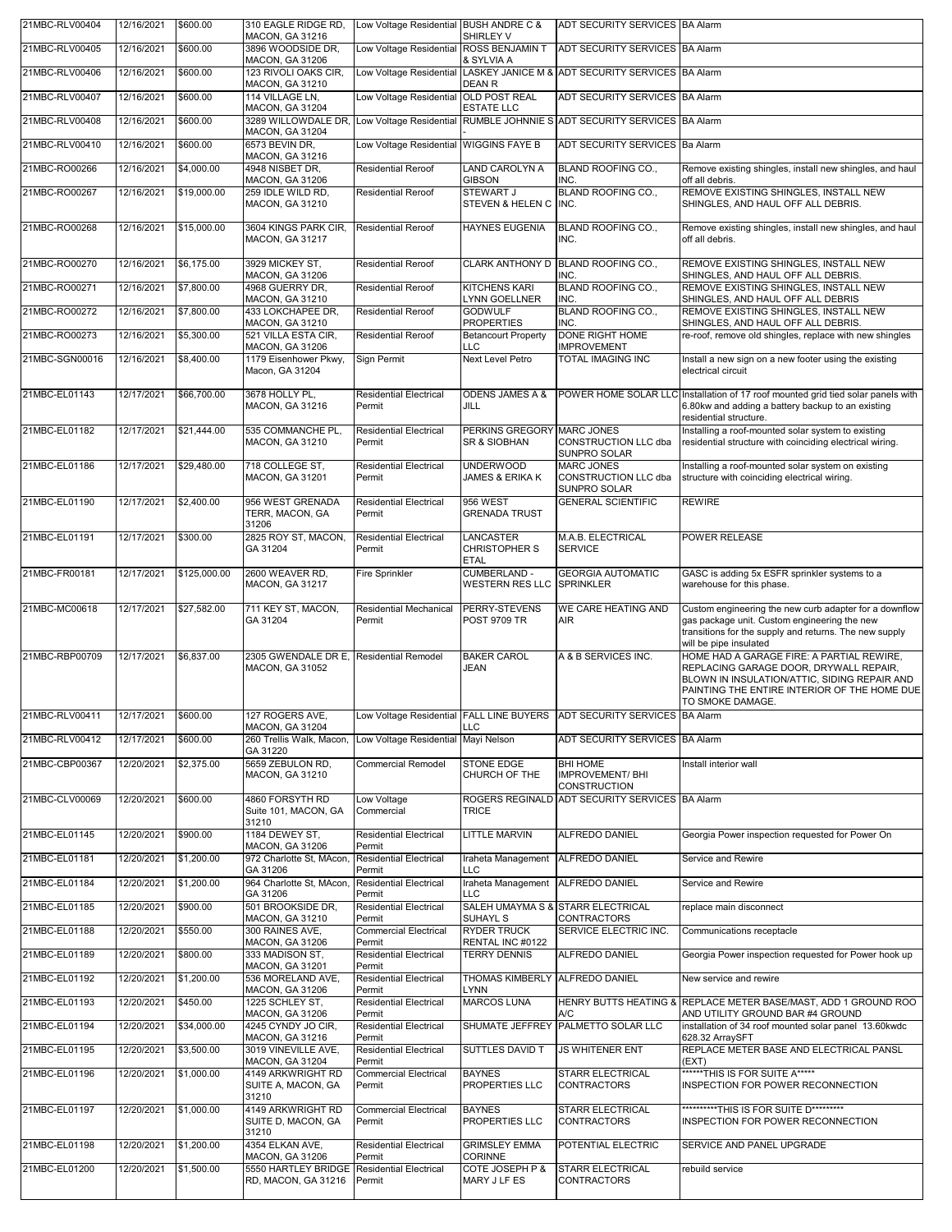| 21MBC-RLV00404 | 12/16/2021 | $600.00 | 310 EAGLE RIDGE RD, MACON, GA 31216 | Low Voltage Residential | BUSH ANDRE C & SHIRLEY V | ADT SECURITY SERVICES | BA Alarm |
|---|---|---|---|---|---|---|---|
| 21MBC-RLV00405 | 12/16/2021 | $600.00 | 3896 WOODSIDE DR, MACON, GA 31206 | Low Voltage Residential | ROSS BENJAMIN T & SYLVIA A | ADT SECURITY SERVICES | BA Alarm |
| 21MBC-RLV00406 | 12/16/2021 | $600.00 | 123 RIVOLI OAKS CIR, MACON, GA 31210 | Low Voltage Residential | LASKEY JANICE M & DEAN R | ADT SECURITY SERVICES | BA Alarm |
| 21MBC-RLV00407 | 12/16/2021 | $600.00 | 114 VILLAGE LN, MACON, GA 31204 | Low Voltage Residential | OLD POST REAL ESTATE LLC | ADT SECURITY SERVICES | BA Alarm |
| 21MBC-RLV00408 | 12/16/2021 | $600.00 | 3289 WILLOWDALE DR, MACON, GA 31204 | Low Voltage Residential | RUMBLE JOHNNIE S - | ADT SECURITY SERVICES | BA Alarm |
| 21MBC-RLV00410 | 12/16/2021 | $600.00 | 6573 BEVIN DR, MACON, GA 31216 | Low Voltage Residential | WIGGINS FAYE B | ADT SECURITY SERVICES | Ba Alarm |
| 21MBC-RO00266 | 12/16/2021 | $4,000.00 | 4948 NISBET DR, MACON, GA 31206 | Residential Reroof | LAND CAROLYN A GIBSON | BLAND ROOFING CO., INC. | Remove existing shingles, install new shingles, and haul off all debris. |
| 21MBC-RO00267 | 12/16/2021 | $19,000.00 | 259 IDLE WILD RD, MACON, GA 31210 | Residential Reroof | STEWART J STEVEN & HELEN C | BLAND ROOFING CO., INC. | REMOVE EXISTING SHINGLES, INSTALL NEW SHINGLES, AND HAUL OFF ALL DEBRIS. |
| 21MBC-RO00268 | 12/16/2021 | $15,000.00 | 3604 KINGS PARK CIR, MACON, GA 31217 | Residential Reroof | HAYNES EUGENIA | BLAND ROOFING CO., INC. | Remove existing shingles, install new shingles, and haul off all debris. |
| 21MBC-RO00270 | 12/16/2021 | $6,175.00 | 3929 MICKEY ST, MACON, GA 31206 | Residential Reroof | CLARK ANTHONY D | BLAND ROOFING CO., INC. | REMOVE EXISTING SHINGLES, INSTALL NEW SHINGLES, AND HAUL OFF ALL DEBRIS. |
| 21MBC-RO00271 | 12/16/2021 | $7,800.00 | 4968 GUERRY DR, MACON, GA 31210 | Residential Reroof | KITCHENS KARI LYNN GOELLNER | BLAND ROOFING CO., INC. | REMOVE EXISTING SHINGLES, INSTALL NEW SHINGLES, AND HAUL OFF ALL DEBRIS |
| 21MBC-RO00272 | 12/16/2021 | $7,800.00 | 433 LOKCHAPEE DR, MACON, GA 31210 | Residential Reroof | GODWULF PROPERTIES | BLAND ROOFING CO., INC. | REMOVE EXISTING SHINGLES, INSTALL NEW SHINGLES, AND HAUL OFF ALL DEBRIS. |
| 21MBC-RO00273 | 12/16/2021 | $5,300.00 | 521 VILLA ESTA CIR, MACON, GA 31206 | Residential Reroof | Betancourt Property LLC | DONE RIGHT HOME IMPROVEMENT | re-roof, remove old shingles, replace with new shingles |
| 21MBC-SGN00016 | 12/16/2021 | $8,400.00 | 1179 Eisenhower Pkwy, Macon, GA 31204 | Sign Permit | Next Level Petro | TOTAL IMAGING INC | Install a new sign on a new footer using the existing electrical circuit |
| 21MBC-EL01143 | 12/17/2021 | $66,700.00 | 3678 HOLLY PL, MACON, GA 31216 | Residential Electrical Permit | ODENS JAMES A & JILL | POWER HOME SOLAR LLC | Installation of 17 roof mounted grid tied solar panels with 6.80kw and adding a battery backup to an existing residential structure. |
| 21MBC-EL01182 | 12/17/2021 | $21,444.00 | 535 COMMANCHE PL, MACON, GA 31210 | Residential Electrical Permit | PERKINS GREGORY SR & SIOBHAN | MARC JONES CONSTRUCTION LLC dba SUNPRO SOLAR | Installing a roof-mounted solar system to existing residential structure with coinciding electrical wiring. |
| 21MBC-EL01186 | 12/17/2021 | $29,480.00 | 718 COLLEGE ST, MACON, GA 31201 | Residential Electrical Permit | UNDERWOOD JAMES & ERIKA K | MARC JONES CONSTRUCTION LLC dba SUNPRO SOLAR | Installing a roof-mounted solar system on existing structure with coinciding electrical wiring. |
| 21MBC-EL01190 | 12/17/2021 | $2,400.00 | 956 WEST GRENADA TERR, MACON, GA 31206 | Residential Electrical Permit | 956 WEST GRENADA TRUST | GENERAL SCIENTIFIC | REWIRE |
| 21MBC-EL01191 | 12/17/2021 | $300.00 | 2825 ROY ST, MACON, GA 31204 | Residential Electrical Permit | LANCASTER CHRISTOPHER S ETAL | M.A.B. ELECTRICAL SERVICE | POWER RELEASE |
| 21MBC-FR00181 | 12/17/2021 | $125,000.00 | 2600 WEAVER RD, MACON, GA 31217 | Fire Sprinkler | CUMBERLAND - WESTERN RES LLC | GEORGIA AUTOMATIC SPRINKLER | GASC is adding 5x ESFR sprinkler systems to a warehouse for this phase. |
| 21MBC-MC00618 | 12/17/2021 | $27,582.00 | 711 KEY ST, MACON, GA 31204 | Residential Mechanical Permit | PERRY-STEVENS POST 9709 TR | WE CARE HEATING AND AIR | Custom engineering the new curb adapter for a downflow gas package unit. Custom engineering the new transitions for the supply and returns. The new supply will be pipe insulated |
| 21MBC-RBP00709 | 12/17/2021 | $6,837.00 | 2305 GWENDALE DR E, MACON, GA 31052 | Residential Remodel | BAKER CAROL JEAN | A & B SERVICES INC. | HOME HAD A GARAGE FIRE: A PARTIAL REWIRE, REPLACING GARAGE DOOR, DRYWALL REPAIR, BLOWN IN INSULATION/ATTIC, SIDING REPAIR AND PAINTING THE ENTIRE INTERIOR OF THE HOME DUE TO SMOKE DAMAGE. |
| 21MBC-RLV00411 | 12/17/2021 | $600.00 | 127 ROGERS AVE, MACON, GA 31204 | Low Voltage Residential | FALL LINE BUYERS LLC | ADT SECURITY SERVICES | BA Alarm |
| 21MBC-RLV00412 | 12/17/2021 | $600.00 | 260 Trellis Walk, Macon, GA 31220 | Low Voltage Residential | Mayi Nelson | ADT SECURITY SERVICES | BA Alarm |
| 21MBC-CBP00367 | 12/20/2021 | $2,375.00 | 5659 ZEBULON RD, MACON, GA 31210 | Commercial Remodel | STONE EDGE CHURCH OF THE | BHI HOME IMPROVEMENT/ BHI CONSTRUCTION | Install interior wall |
| 21MBC-CLV00069 | 12/20/2021 | $600.00 | 4860 FORSYTH RD Suite 101, MACON, GA 31210 | Low Voltage Commercial | ROGERS REGINALD TRICE | ADT SECURITY SERVICES | BA Alarm |
| 21MBC-EL01145 | 12/20/2021 | $900.00 | 1184 DEWEY ST, MACON, GA 31206 | Residential Electrical Permit | LITTLE MARVIN | ALFREDO DANIEL | Georgia Power inspection requested for Power On |
| 21MBC-EL01181 | 12/20/2021 | $1,200.00 | 972 Charlotte St, MAcon, GA 31206 | Residential Electrical Permit | Iraheta Management LLC | ALFREDO DANIEL | Service and Rewire |
| 21MBC-EL01184 | 12/20/2021 | $1,200.00 | 964 Charlotte St, MAcon, GA 31206 | Residential Electrical Permit | Iraheta Management LLC | ALFREDO DANIEL | Service and Rewire |
| 21MBC-EL01185 | 12/20/2021 | $900.00 | 501 BROOKSIDE DR, MACON, GA 31210 | Residential Electrical Permit | SALEH UMAYMA S & SUHAYL S | STARR ELECTRICAL CONTRACTORS | replace main disconnect |
| 21MBC-EL01188 | 12/20/2021 | $550.00 | 300 RAINES AVE, MACON, GA 31206 | Commercial Electrical Permit | RYDER TRUCK RENTAL INC #0122 | SERVICE ELECTRIC INC. | Communications receptacle |
| 21MBC-EL01189 | 12/20/2021 | $800.00 | 333 MADISON ST, MACON, GA 31201 | Residential Electrical Permit | TERRY DENNIS | ALFREDO DANIEL | Georgia Power inspection requested for Power hook up |
| 21MBC-EL01192 | 12/20/2021 | $1,200.00 | 536 MORELAND AVE, MACON, GA 31206 | Residential Electrical Permit | THOMAS KIMBERLY LYNN | ALFREDO DANIEL | New service and rewire |
| 21MBC-EL01193 | 12/20/2021 | $450.00 | 1225 SCHLEY ST, MACON, GA 31206 | Residential Electrical Permit | MARCOS LUNA | HENRY BUTTS HEATING & A/C | REPLACE METER BASE/MAST, ADD 1 GROUND ROO AND UTILITY GROUND BAR #4 GROUND |
| 21MBC-EL01194 | 12/20/2021 | $34,000.00 | 4245 CYNDY JO CIR, MACON, GA 31216 | Residential Electrical Permit | SHUMATE JEFFREY | PALMETTO SOLAR LLC | installation of 34 roof mounted solar panel 13.60kwdc 628.32 ArraySFT |
| 21MBC-EL01195 | 12/20/2021 | $3,500.00 | 3019 VINEVILLE AVE, MACON, GA 31204 | Residential Electrical Permit | SUTTLES DAVID T | JS WHITENER ENT | REPLACE METER BASE AND ELECTRICAL PANSL (EXT) |
| 21MBC-EL01196 | 12/20/2021 | $1,000.00 | 4149 ARKWRIGHT RD SUITE A, MACON, GA 31210 | Commercial Electrical Permit | BAYNES PROPERTIES LLC | STARR ELECTRICAL CONTRACTORS | ******THIS IS FOR SUITE A***** INSPECTION FOR POWER RECONNECTION |
| 21MBC-EL01197 | 12/20/2021 | $1,000.00 | 4149 ARKWRIGHT RD SUITE D, MACON, GA 31210 | Commercial Electrical Permit | BAYNES PROPERTIES LLC | STARR ELECTRICAL CONTRACTORS | **********THIS IS FOR SUITE D********* INSPECTION FOR POWER RECONNECTION |
| 21MBC-EL01198 | 12/20/2021 | $1,200.00 | 4354 ELKAN AVE, MACON, GA 31206 | Residential Electrical Permit | GRIMSLEY EMMA CORINNE | POTENTIAL ELECTRIC | SERVICE AND PANEL UPGRADE |
| 21MBC-EL01200 | 12/20/2021 | $1,500.00 | 5550 HARTLEY BRIDGE RD, MACON, GA 31216 | Residential Electrical Permit | COTE JOSEPH P & MARY J LF ES | STARR ELECTRICAL CONTRACTORS | rebuild service |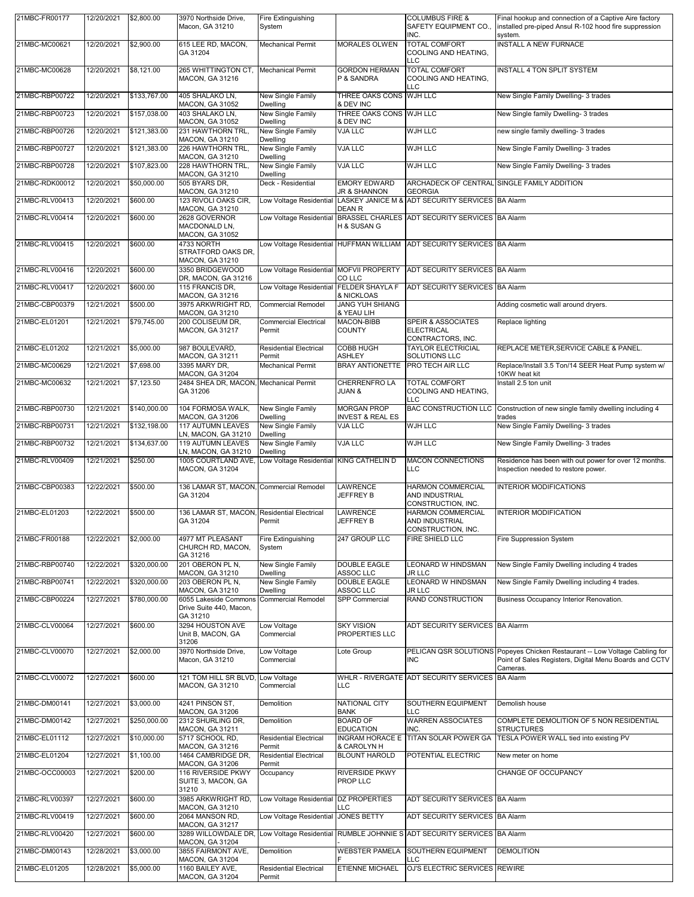| | | | | | | | | |
|---|---|---|---|---|---|---|---|---|
| 21MBC-FR00177 | 12/20/2021 | $2,800.00 | 3970 Northside Drive, Macon, GA 31210 | Fire Extinguishing System | | COLUMBUS FIRE & SAFETY EQUIPMENT CO., INC. | Final hookup and connection of a Captive Aire factory installed pre-piped Ansul R-102 hood fire suppression system. |
| 21MBC-MC00621 | 12/20/2021 | $2,900.00 | 615 LEE RD, MACON, GA 31204 | Mechanical Permit | MORALES OLWEN | TOTAL COMFORT COOLING AND HEATING, LLC | INSTALL A NEW FURNACE |
| 21MBC-MC00628 | 12/20/2021 | $8,121.00 | 265 WHITTINGTON CT, MACON, GA 31216 | Mechanical Permit | GORDON HERMAN P & SANDRA | TOTAL COMFORT COOLING AND HEATING, LLC | INSTALL 4 TON SPLIT SYSTEM |
| 21MBC-RBP00722 | 12/20/2021 | $133,767.00 | 405 SHALAKO LN, MACON, GA 31052 | New Single Family Dwelling | THREE OAKS CONS & DEV INC | WJH LLC | New Single Family Dwelling- 3 trades |
| 21MBC-RBP00723 | 12/20/2021 | $157,038.00 | 403 SHALAKO LN, MACON, GA 31052 | New Single Family Dwelling | THREE OAKS CONS & DEV INC | WJH LLC | New Single family Dwelling- 3 trades |
| 21MBC-RBP00726 | 12/20/2021 | $121,383.00 | 231 HAWTHORN TRL, MACON, GA 31210 | New Single Family Dwelling | VJA LLC | WJH LLC | new single family dwelling- 3 trades |
| 21MBC-RBP00727 | 12/20/2021 | $121,383.00 | 226 HAWTHORN TRL, MACON, GA 31210 | New Single Family Dwelling | VJA LLC | WJH LLC | New Single Family Dwelling- 3 trades |
| 21MBC-RBP00728 | 12/20/2021 | $107,823.00 | 228 HAWTHORN TRL, MACON, GA 31210 | New Single Family Dwelling | VJA LLC | WJH LLC | New Single Family Dwelling- 3 trades |
| 21MBC-RDK00012 | 12/20/2021 | $50,000.00 | 505 BYARS DR, MACON, GA 31210 | Deck - Residential | EMORY EDWARD JR & SHANNON | ARCHADECK OF CENTRAL GEORGIA | SINGLE FAMILY ADDITION |
| 21MBC-RLV00413 | 12/20/2021 | $600.00 | 123 RIVOLI OAKS CIR, MACON, GA 31210 | Low Voltage Residential | LASKEY JANICE M & DEAN R | ADT SECURITY SERVICES | BA Alarm |
| 21MBC-RLV00414 | 12/20/2021 | $600.00 | 2628 GOVERNOR MACDONALD LN, MACON, GA 31052 | Low Voltage Residential | BRASSEL CHARLES H & SUSAN G | ADT SECURITY SERVICES | BA Alarm |
| 21MBC-RLV00415 | 12/20/2021 | $600.00 | 4733 NORTH STRATFORD OAKS DR, MACON, GA 31210 | Low Voltage Residential | HUFFMAN WILLIAM | ADT SECURITY SERVICES | BA Alarm |
| 21MBC-RLV00416 | 12/20/2021 | $600.00 | 3350 BRIDGEWOOD DR, MACON, GA 31216 | Low Voltage Residential | MOFVII PROPERTY CO LLC | ADT SECURITY SERVICES | BA Alarm |
| 21MBC-RLV00417 | 12/20/2021 | $600.00 | 115 FRANCIS DR, MACON, GA 31216 | Low Voltage Residential | FELDER SHAYLA F & NICKLOAS | ADT SECURITY SERVICES | BA Alarm |
| 21MBC-CBP00379 | 12/21/2021 | $500.00 | 3975 ARKWRIGHT RD, MACON, GA 31210 | Commercial Remodel | JANG YUH SHIANG & YEAU LIH | | Adding cosmetic wall around dryers. |
| 21MBC-EL01201 | 12/21/2021 | $79,745.00 | 200 COLISEUM DR, MACON, GA 31217 | Commercial Electrical Permit | MACON-BIBB COUNTY | SPEIR & ASSOCIATES ELECTRICAL CONTRACTORS, INC. | Replace lighting |
| 21MBC-EL01202 | 12/21/2021 | $5,000.00 | 987 BOULEVARD, MACON, GA 31211 | Residential Electrical Permit | COBB HUGH ASHLEY | TAYLOR ELECTRICIAL SOLUTIONS LLC | REPLACE METER,SERVICE CABLE & PANEL. |
| 21MBC-MC00629 | 12/21/2021 | $7,698.00 | 3395 MARY DR, MACON, GA 31204 | Mechanical Permit | BRAY ANTIONETTE | PRO TECH AIR LLC | Replace/Install 3.5 Ton/14 SEER Heat Pump system w/ 10KW heat kit |
| 21MBC-MC00632 | 12/21/2021 | $7,123.50 | 2484 SHEA DR, MACON, GA 31206 | Mechanical Permit | CHERRENFRO LA JUAN & | TOTAL COMFORT COOLING AND HEATING, LLC | Install 2.5 ton unit |
| 21MBC-RBP00730 | 12/21/2021 | $140,000.00 | 104 FORMOSA WALK, MACON, GA 31206 | New Single Family Dwelling | MORGAN PROP INVEST & REAL ES | BAC CONSTRUCTION LLC | Construction of new single family dwelling including 4 trades |
| 21MBC-RBP00731 | 12/21/2021 | $132,198.00 | 117 AUTUMN LEAVES LN, MACON, GA 31210 | New Single Family Dwelling | VJA LLC | WJH LLC | New Single Family Dwelling- 3 trades |
| 21MBC-RBP00732 | 12/21/2021 | $134,637.00 | 119 AUTUMN LEAVES LN, MACON, GA 31210 | New Single Family Dwelling | VJA LLC | WJH LLC | New Single Family Dwelling- 3 trades |
| 21MBC-RLV00409 | 12/21/2021 | $250.00 | 1005 COURTLAND AVE, MACON, GA 31204 | Low Voltage Residential | KING CATHELIN D | MACON CONNECTIONS LLC | Residence has been with out power for over 12 months. Inspection needed to restore power. |
| 21MBC-CBP00383 | 12/22/2021 | $500.00 | 136 LAMAR ST, MACON, GA 31204 | Commercial Remodel | LAWRENCE JEFFREY B | HARMON COMMERCIAL AND INDUSTRIAL CONSTRUCTION, INC. | INTERIOR MODIFICATIONS |
| 21MBC-EL01203 | 12/22/2021 | $500.00 | 136 LAMAR ST, MACON, GA 31204 | Residential Electrical Permit | LAWRENCE JEFFREY B | HARMON COMMERCIAL AND INDUSTRIAL CONSTRUCTION, INC. | INTERIOR MODIFICATION |
| 21MBC-FR00188 | 12/22/2021 | $2,000.00 | 4977 MT PLEASANT CHURCH RD, MACON, GA 31216 | Fire Extinguishing System | 247 GROUP LLC | FIRE SHIELD LLC | Fire Suppression System |
| 21MBC-RBP00740 | 12/22/2021 | $320,000.00 | 201 OBERON PL N, MACON, GA 31210 | New Single Family Dwelling | DOUBLE EAGLE ASSOC LLC | LEONARD W HINDSMAN JR LLC | New Single Family Dwelling including 4 trades |
| 21MBC-RBP00741 | 12/22/2021 | $320,000.00 | 203 OBERON PL N, MACON, GA 31210 | New Single Family Dwelling | DOUBLE EAGLE ASSOC LLC | LEONARD W HINDSMAN JR LLC | New Single Family Dwelling including 4 trades. |
| 21MBC-CBP00224 | 12/27/2021 | $780,000.00 | 6055 Lakeside Commons Drive Suite 440, Macon, GA 31210 | Commercial Remodel | SPP Commercial | RAND CONSTRUCTION | Business Occupancy Interior Renovation. |
| 21MBC-CLV00064 | 12/27/2021 | $600.00 | 3294 HOUSTON AVE Unit B, MACON, GA 31206 | Low Voltage Commercial | SKY VISION PROPERTIES LLC | ADT SECURITY SERVICES | BA Alarrm |
| 21MBC-CLV00070 | 12/27/2021 | $2,000.00 | 3970 Northside Drive, Macon, GA 31210 | Low Voltage Commercial | Lote Group | PELICAN QSR SOLUTIONS INC | Popeyes Chicken Restaurant -- Low Voltage Cabling for Point of Sales Registers, Digital Menu Boards and CCTV Cameras. |
| 21MBC-CLV00072 | 12/27/2021 | $600.00 | 121 TOM HILL SR BLVD, MACON, GA 31210 | Low Voltage Commercial | WHLR - RIVERGATE LLC | ADT SECURITY SERVICES | BA Alarm |
| 21MBC-DM00141 | 12/27/2021 | $3,000.00 | 4241 PINSON ST, MACON, GA 31206 | Demolition | NATIONAL CITY BANK | SOUTHERN EQUIPMENT LLC | Demolish house |
| 21MBC-DM00142 | 12/27/2021 | $250,000.00 | 2312 SHURLING DR, MACON, GA 31211 | Demolition | BOARD OF EDUCATION | WARREN ASSOCIATES INC. | COMPLETE DEMOLITION OF 5 NON RESIDENTIAL STRUCTURES |
| 21MBC-EL01112 | 12/27/2021 | $10,000.00 | 5717 SCHOOL RD, MACON, GA 31216 | Residential Electrical Permit | INGRAM HORACE E & CAROLYN H | TITAN SOLAR POWER GA | TESLA POWER WALL tied into existing PV |
| 21MBC-EL01204 | 12/27/2021 | $1,100.00 | 1464 CAMBRIDGE DR, MACON, GA 31206 | Residential Electrical Permit | BLOUNT HAROLD | POTENTIAL ELECTRIC | New meter on home |
| 21MBC-OCC00003 | 12/27/2021 | $200.00 | 116 RIVERSIDE PKWY SUITE 3, MACON, GA 31210 | Occupancy | RIVERSIDE PKWY PROP LLC | | CHANGE OF OCCUPANCY |
| 21MBC-RLV00397 | 12/27/2021 | $600.00 | 3985 ARKWRIGHT RD, MACON, GA 31210 | Low Voltage Residential | DZ PROPERTIES LLC | ADT SECURITY SERVICES | BA Alarm |
| 21MBC-RLV00419 | 12/27/2021 | $600.00 | 2064 MANSON RD, MACON, GA 31217 | Low Voltage Residential | JONES BETTY | ADT SECURITY SERVICES | BA Alarm |
| 21MBC-RLV00420 | 12/27/2021 | $600.00 | 3289 WILLOWDALE DR, MACON, GA 31204 | Low Voltage Residential | RUMBLE JOHNNIE S - | ADT SECURITY SERVICES | BA Alarm |
| 21MBC-DM00143 | 12/28/2021 | $3,000.00 | 3855 FAIRMONT AVE, MACON, GA 31204 | Demolition | WEBSTER PAMELA F | SOUTHERN EQUIPMENT LLC | DEMOLITION |
| 21MBC-EL01205 | 12/28/2021 | $5,000.00 | 1160 BAILEY AVE, MACON, GA 31204 | Residential Electrical Permit | ETIENNE MICHAEL | OJ'S ELECTRIC SERVICES | REWIRE |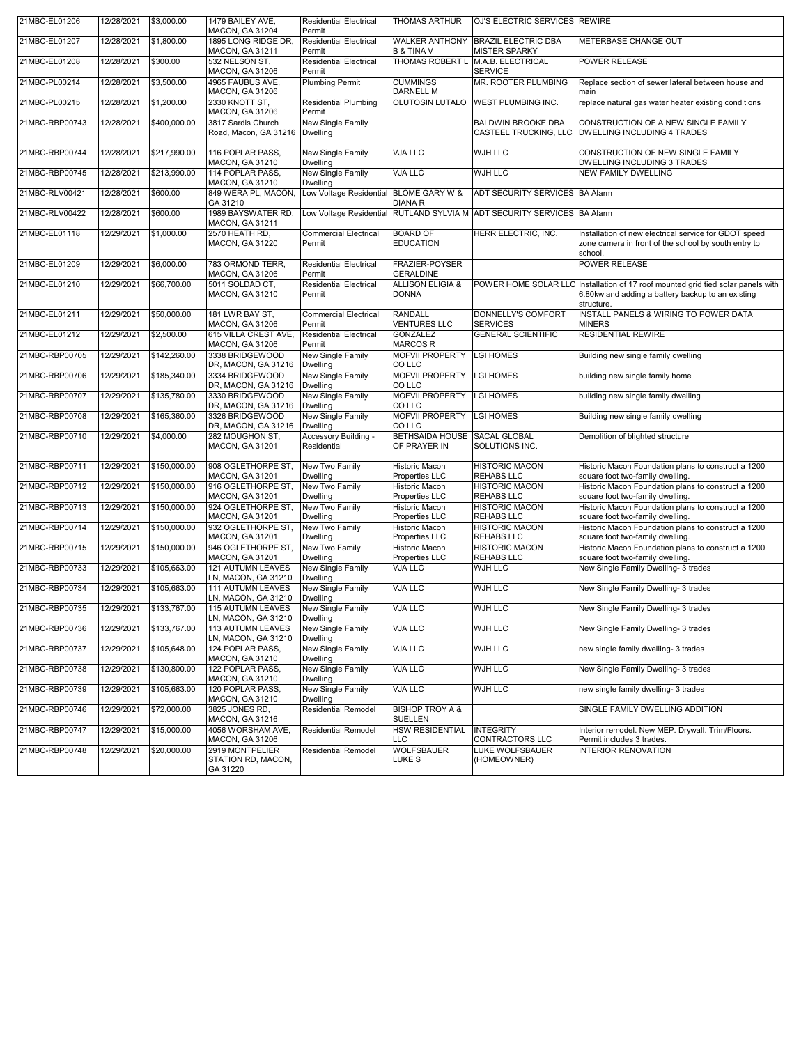| | | | | | | | |
|---|---|---|---|---|---|---|---|
| 21MBC-EL01206 | 12/28/2021 | $3,000.00 | 1479 BAILEY AVE, MACON, GA 31204 | Residential Electrical Permit | THOMAS ARTHUR | OJ'S ELECTRIC SERVICES | REWIRE |
| 21MBC-EL01207 | 12/28/2021 | $1,800.00 | 1895 LONG RIDGE DR, MACON, GA 31211 | Residential Electrical Permit | WALKER ANTHONY B & TINA V | BRAZIL ELECTRIC DBA MISTER SPARKY | METERBASE CHANGE OUT |
| 21MBC-EL01208 | 12/28/2021 | $300.00 | 532 NELSON ST, MACON, GA 31206 | Residential Electrical Permit | THOMAS ROBERT L | M.A.B. ELECTRICAL SERVICE | POWER RELEASE |
| 21MBC-PL00214 | 12/28/2021 | $3,500.00 | 4965 FAUBUS AVE, MACON, GA 31206 | Plumbing Permit | CUMMINGS DARNELL M | MR. ROOTER PLUMBING | Replace section of sewer lateral between house and main |
| 21MBC-PL00215 | 12/28/2021 | $1,200.00 | 2330 KNOTT ST, MACON, GA 31206 | Residential Plumbing Permit | OLUTOSIN LUTALO | WEST PLUMBING INC. | replace natural gas water heater existing conditions |
| 21MBC-RBP00743 | 12/28/2021 | $400,000.00 | 3817 Sardis Church Road, Macon, GA 31216 | New Single Family Dwelling | | BALDWIN BROOKE DBA CASTEEL TRUCKING, LLC | CONSTRUCTION OF A NEW SINGLE FAMILY DWELLING INCLUDING 4 TRADES |
| 21MBC-RBP00744 | 12/28/2021 | $217,990.00 | 116 POPLAR PASS, MACON, GA 31210 | New Single Family Dwelling | VJA LLC | WJH LLC | CONSTRUCTION OF NEW SINGLE FAMILY DWELLING INCLUDING 3 TRADES |
| 21MBC-RBP00745 | 12/28/2021 | $213,990.00 | 114 POPLAR PASS, MACON, GA 31210 | New Single Family Dwelling | VJA LLC | WJH LLC | NEW FAMILY DWELLING |
| 21MBC-RLV00421 | 12/28/2021 | $600.00 | 849 WERA PL, MACON, GA 31210 | Low Voltage Residential | BLOME GARY W & DIANA R | ADT SECURITY SERVICES | BA Alarm |
| 21MBC-RLV00422 | 12/28/2021 | $600.00 | 1989 BAYSWATER RD, MACON, GA 31211 | Low Voltage Residential | RUTLAND SYLVIA M | ADT SECURITY SERVICES | BA Alarm |
| 21MBC-EL01118 | 12/29/2021 | $1,000.00 | 2570 HEATH RD, MACON, GA 31220 | Commercial Electrical Permit | BOARD OF EDUCATION | HERR ELECTRIC, INC. | Installation of new electrical service for GDOT speed zone camera in front of the school by south entry to school. |
| 21MBC-EL01209 | 12/29/2021 | $6,000.00 | 783 ORMOND TERR, MACON, GA 31206 | Residential Electrical Permit | FRAZIER-POYSER GERALDINE | | POWER RELEASE |
| 21MBC-EL01210 | 12/29/2021 | $66,700.00 | 5011 SOLDAD CT, MACON, GA 31210 | Residential Electrical Permit | ALLISON ELIGIA & DONNA | POWER HOME SOLAR LLC | Installation of 17 roof mounted grid tied solar panels with 6.80kw and adding a battery backup to an existing structure. |
| 21MBC-EL01211 | 12/29/2021 | $50,000.00 | 181 LWR BAY ST, MACON, GA 31206 | Commercial Electrical Permit | RANDALL VENTURES LLC | DONNELLY'S COMFORT SERVICES | INSTALL PANELS & WIRING TO POWER DATA MINERS |
| 21MBC-EL01212 | 12/29/2021 | $2,500.00 | 615 VILLA CREST AVE, MACON, GA 31206 | Residential Electrical Permit | GONZALEZ MARCOS R | GENERAL SCIENTIFIC | RESIDENTIAL REWIRE |
| 21MBC-RBP00705 | 12/29/2021 | $142,260.00 | 3338 BRIDGEWOOD DR, MACON, GA 31216 | New Single Family Dwelling | MOFVII PROPERTY CO LLC | LGI HOMES | Building new single family dwelling |
| 21MBC-RBP00706 | 12/29/2021 | $185,340.00 | 3334 BRIDGEWOOD DR, MACON, GA 31216 | New Single Family Dwelling | MOFVII PROPERTY CO LLC | LGI HOMES | building new single family home |
| 21MBC-RBP00707 | 12/29/2021 | $135,780.00 | 3330 BRIDGEWOOD DR, MACON, GA 31216 | New Single Family Dwelling | MOFVII PROPERTY CO LLC | LGI HOMES | building new single family dwelling |
| 21MBC-RBP00708 | 12/29/2021 | $165,360.00 | 3326 BRIDGEWOOD DR, MACON, GA 31216 | New Single Family Dwelling | MOFVII PROPERTY CO LLC | LGI HOMES | Building new single family dwelling |
| 21MBC-RBP00710 | 12/29/2021 | $4,000.00 | 282 MOUGHON ST, MACON, GA 31201 | Accessory Building - Residential | BETHSAIDA HOUSE OF PRAYER IN | SACAL GLOBAL SOLUTIONS INC. | Demolition of blighted structure |
| 21MBC-RBP00711 | 12/29/2021 | $150,000.00 | 908 OGLETHORPE ST, MACON, GA 31201 | New Two Family Dwelling | Historic Macon Properties LLC | HISTORIC MACON REHABS LLC | Historic Macon Foundation plans to construct a 1200 square foot two-family dwelling. |
| 21MBC-RBP00712 | 12/29/2021 | $150,000.00 | 916 OGLETHORPE ST, MACON, GA 31201 | New Two Family Dwelling | Historic Macon Properties LLC | HISTORIC MACON REHABS LLC | Historic Macon Foundation plans to construct a 1200 square foot two-family dwelling. |
| 21MBC-RBP00713 | 12/29/2021 | $150,000.00 | 924 OGLETHORPE ST, MACON, GA 31201 | New Two Family Dwelling | Historic Macon Properties LLC | HISTORIC MACON REHABS LLC | Historic Macon Foundation plans to construct a 1200 square foot two-family dwelling. |
| 21MBC-RBP00714 | 12/29/2021 | $150,000.00 | 932 OGLETHORPE ST, MACON, GA 31201 | New Two Family Dwelling | Historic Macon Properties LLC | HISTORIC MACON REHABS LLC | Historic Macon Foundation plans to construct a 1200 square foot two-family dwelling. |
| 21MBC-RBP00715 | 12/29/2021 | $150,000.00 | 946 OGLETHORPE ST, MACON, GA 31201 | New Two Family Dwelling | Historic Macon Properties LLC | HISTORIC MACON REHABS LLC | Historic Macon Foundation plans to construct a 1200 square foot two-family dwelling. |
| 21MBC-RBP00733 | 12/29/2021 | $105,663.00 | 121 AUTUMN LEAVES LN, MACON, GA 31210 | New Single Family Dwelling | VJA LLC | WJH LLC | New Single Family Dwelling- 3 trades |
| 21MBC-RBP00734 | 12/29/2021 | $105,663.00 | 111 AUTUMN LEAVES LN, MACON, GA 31210 | New Single Family Dwelling | VJA LLC | WJH LLC | New Single Family Dwelling- 3 trades |
| 21MBC-RBP00735 | 12/29/2021 | $133,767.00 | 115 AUTUMN LEAVES LN, MACON, GA 31210 | New Single Family Dwelling | VJA LLC | WJH LLC | New Single Family Dwelling- 3 trades |
| 21MBC-RBP00736 | 12/29/2021 | $133,767.00 | 113 AUTUMN LEAVES LN, MACON, GA 31210 | New Single Family Dwelling | VJA LLC | WJH LLC | New Single Family Dwelling- 3 trades |
| 21MBC-RBP00737 | 12/29/2021 | $105,648.00 | 124 POPLAR PASS, MACON, GA 31210 | New Single Family Dwelling | VJA LLC | WJH LLC | new single family dwelling- 3 trades |
| 21MBC-RBP00738 | 12/29/2021 | $130,800.00 | 122 POPLAR PASS, MACON, GA 31210 | New Single Family Dwelling | VJA LLC | WJH LLC | New Single Family Dwelling- 3 trades |
| 21MBC-RBP00739 | 12/29/2021 | $105,663.00 | 120 POPLAR PASS, MACON, GA 31210 | New Single Family Dwelling | VJA LLC | WJH LLC | new single family dwelling- 3 trades |
| 21MBC-RBP00746 | 12/29/2021 | $72,000.00 | 3825 JONES RD, MACON, GA 31216 | Residential Remodel | BISHOP TROY A & SUELLEN | | SINGLE FAMILY DWELLING ADDITION |
| 21MBC-RBP00747 | 12/29/2021 | $15,000.00 | 4056 WORSHAM AVE, MACON, GA 31206 | Residential Remodel | HSW RESIDENTIAL LLC | INTEGRITY CONTRACTORS LLC | Interior remodel. New MEP. Drywall. Trim/Floors. Permit includes 3 trades. |
| 21MBC-RBP00748 | 12/29/2021 | $20,000.00 | 2919 MONTPELIER STATION RD, MACON, GA 31220 | Residential Remodel | WOLFSBAUER LUKE S | LUKE WOLFSBAUER (HOMEOWNER) | INTERIOR RENOVATION |